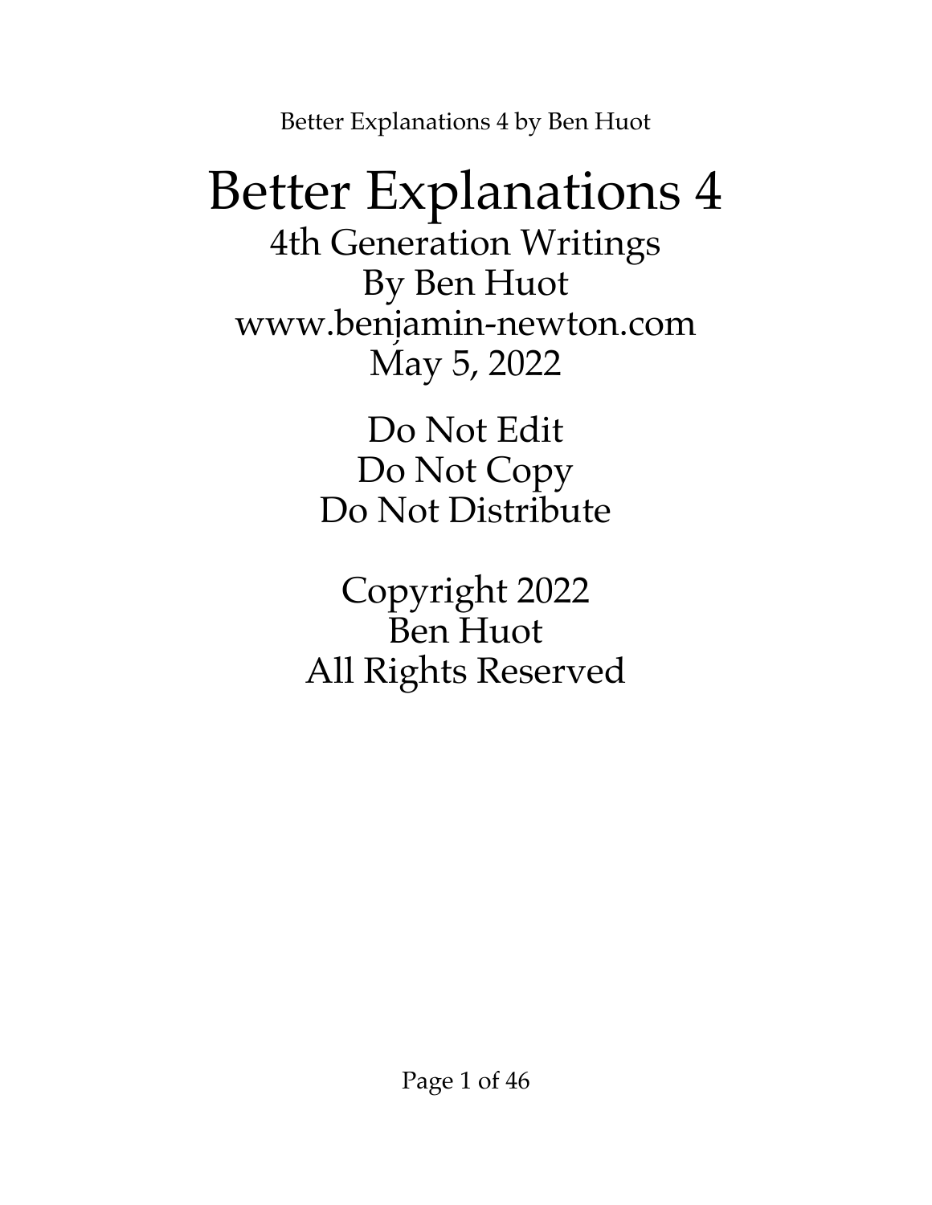# Better Explanations 4

4th Generation Writings

By Ben Huot

www.benjamin-newton.com

May 5, 2022

Do Not Edit

Do Not Copy

Do Not Distribute

Copyright 2022

Ben Huot

All Rights Reserved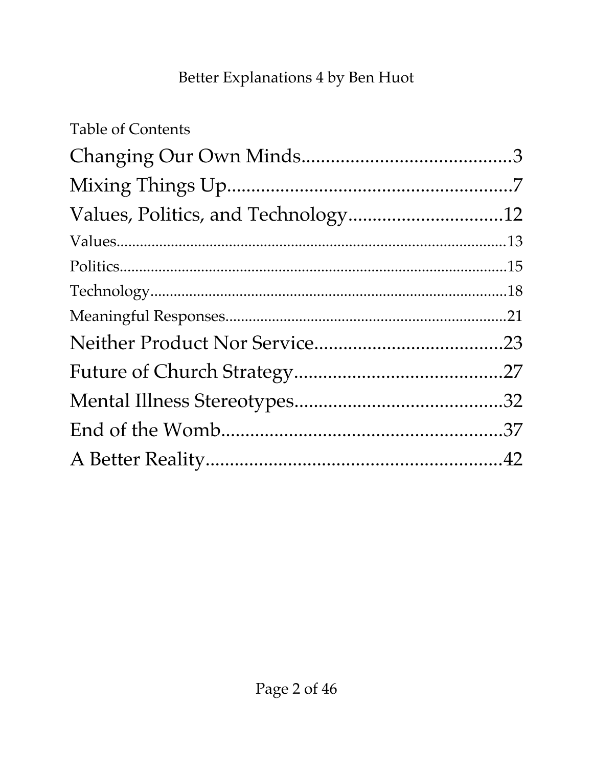Table of Contents

Changing Our Own Minds.........................................3

Mixing Things Up.......................................................7

Values, Politics, and Technology..............................12

Values.......................................................................13

Politics.......................................................................15

Technology...............................................................18

Meaningful Responses.............................................21

Neither Product Nor Service.....................................23

Future of Church Strategy.........................................27

Mental Illness Stereotypes.........................................32

End of the Womb........................................................37

A Better Reality...........................................................42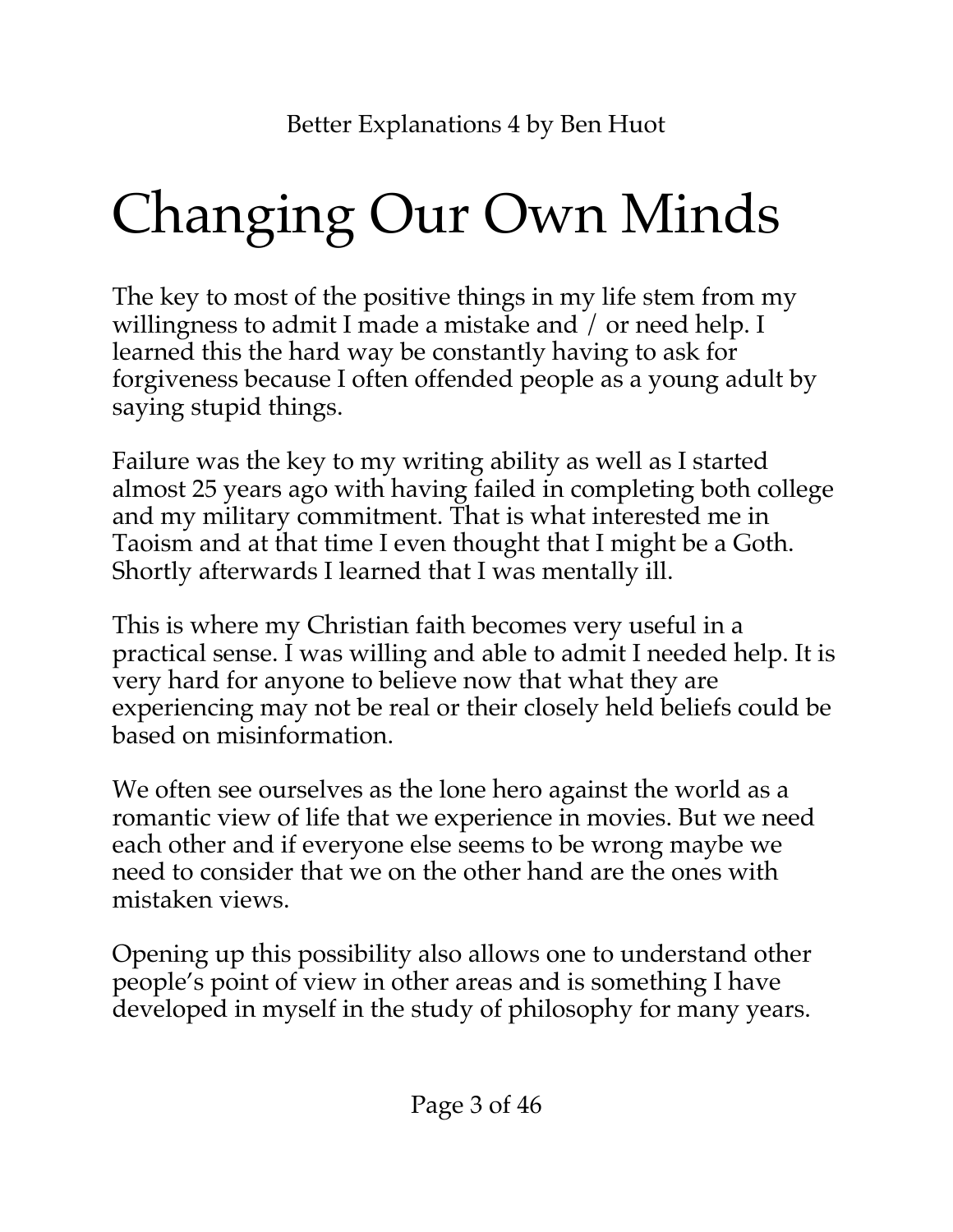# Changing Our Own Minds

The key to most of the positive things in my life stem from my willingness to admit I made a mistake and / or need help. I learned this the hard way be constantly having to ask for forgiveness because I often offended people as a young adult by saying stupid things.

Failure was the key to my writing ability as well as I started almost 25 years ago with having failed in completing both college and my military commitment. That is what interested me in Taoism and at that time I even thought that I might be a Goth. Shortly afterwards I learned that I was mentally ill.

This is where my Christian faith becomes very useful in a practical sense. I was willing and able to admit I needed help. It is very hard for anyone to believe now that what they are experiencing may not be real or their closely held beliefs could be based on misinformation.

We often see ourselves as the lone hero against the world as a romantic view of life that we experience in movies. But we need each other and if everyone else seems to be wrong maybe we need to consider that we on the other hand are the ones with mistaken views.

Opening up this possibility also allows one to understand other people's point of view in other areas and is something I have developed in myself in the study of philosophy for many years.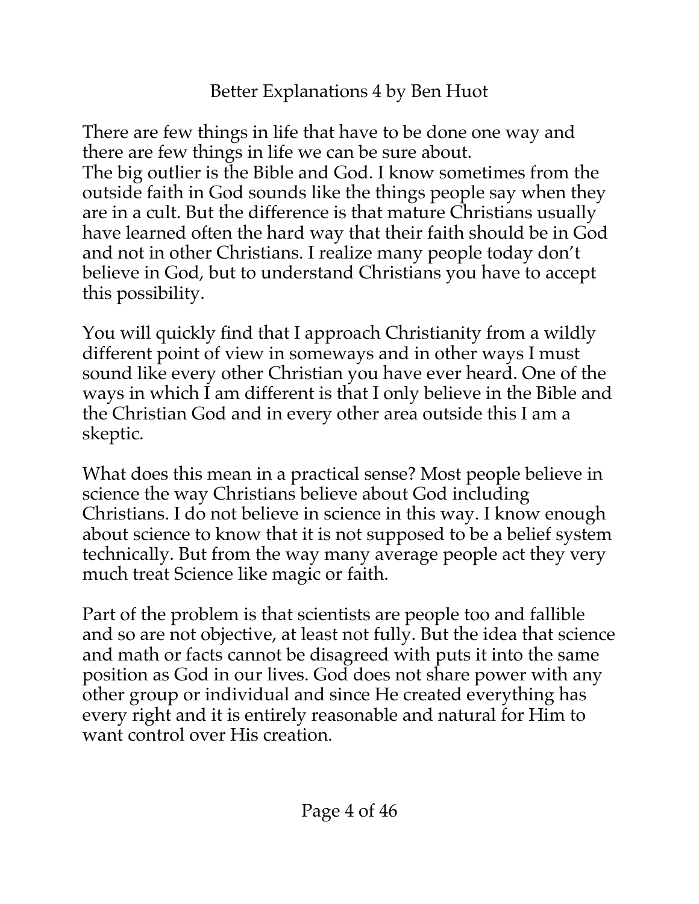There are few things in life that have to be done one way and there are few things in life we can be sure about.
The big outlier is the Bible and God. I know sometimes from the outside faith in God sounds like the things people say when they are in a cult. But the difference is that mature Christians usually have learned often the hard way that their faith should be in God and not in other Christians. I realize many people today don't believe in God, but to understand Christians you have to accept this possibility.

You will quickly find that I approach Christianity from a wildly different point of view in someways and in other ways I must sound like every other Christian you have ever heard. One of the ways in which I am different is that I only believe in the Bible and the Christian God and in every other area outside this I am a skeptic.

What does this mean in a practical sense? Most people believe in science the way Christians believe about God including Christians. I do not believe in science in this way. I know enough about science to know that it is not supposed to be a belief system technically. But from the way many average people act they very much treat Science like magic or faith.

Part of the problem is that scientists are people too and fallible and so are not objective, at least not fully. But the idea that science and math or facts cannot be disagreed with puts it into the same position as God in our lives. God does not share power with any other group or individual and since He created everything has every right and it is entirely reasonable and natural for Him to want control over His creation.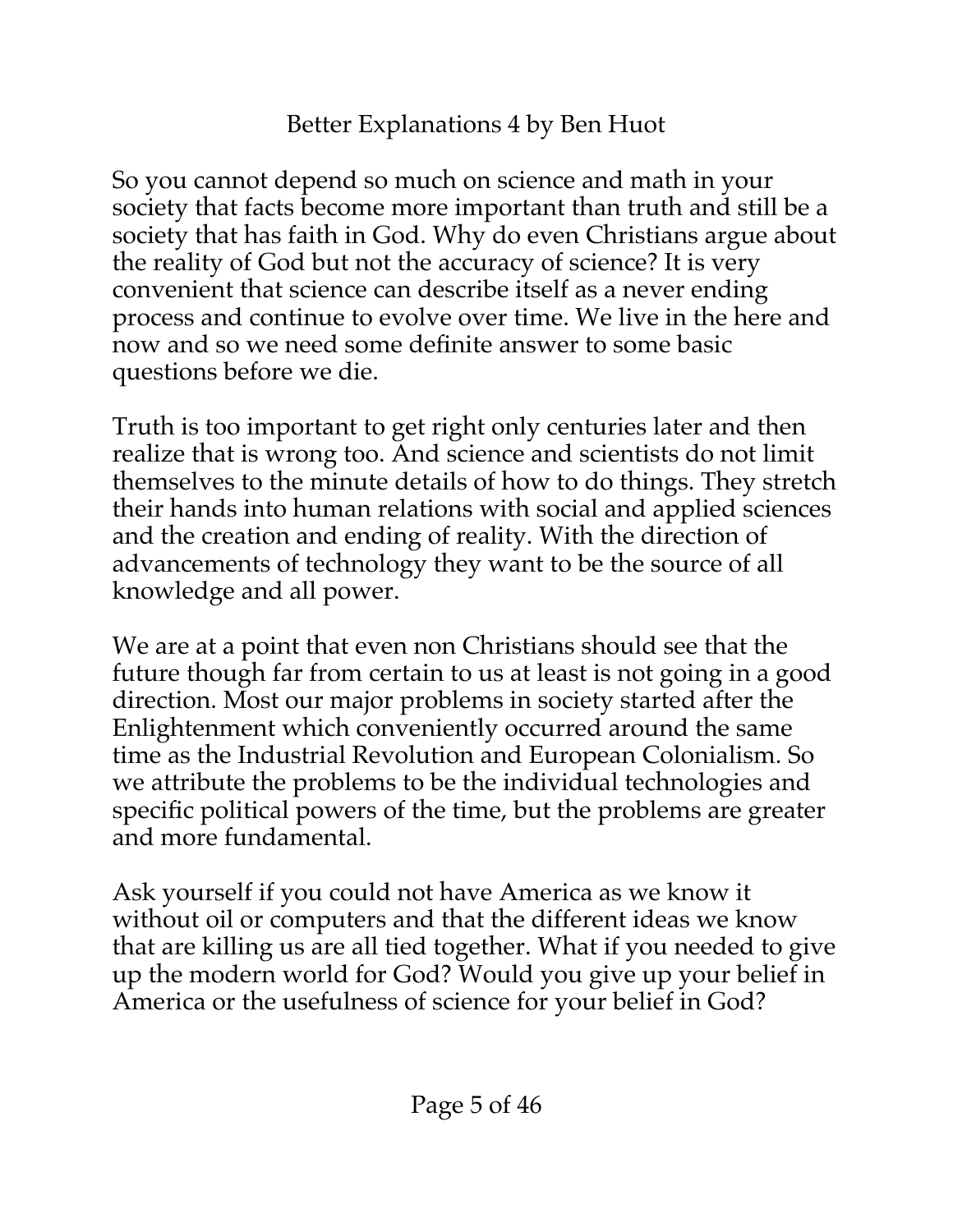So you cannot depend so much on science and math in your society that facts become more important than truth and still be a society that has faith in God. Why do even Christians argue about the reality of God but not the accuracy of science? It is very convenient that science can describe itself as a never ending process and continue to evolve over time. We live in the here and now and so we need some definite answer to some basic questions before we die.

Truth is too important to get right only centuries later and then realize that is wrong too. And science and scientists do not limit themselves to the minute details of how to do things. They stretch their hands into human relations with social and applied sciences and the creation and ending of reality. With the direction of advancements of technology they want to be the source of all knowledge and all power.

We are at a point that even non Christians should see that the future though far from certain to us at least is not going in a good direction. Most our major problems in society started after the Enlightenment which conveniently occurred around the same time as the Industrial Revolution and European Colonialism. So we attribute the problems to be the individual technologies and specific political powers of the time, but the problems are greater and more fundamental.

Ask yourself if you could not have America as we know it without oil or computers and that the different ideas we know that are killing us are all tied together. What if you needed to give up the modern world for God? Would you give up your belief in America or the usefulness of science for your belief in God?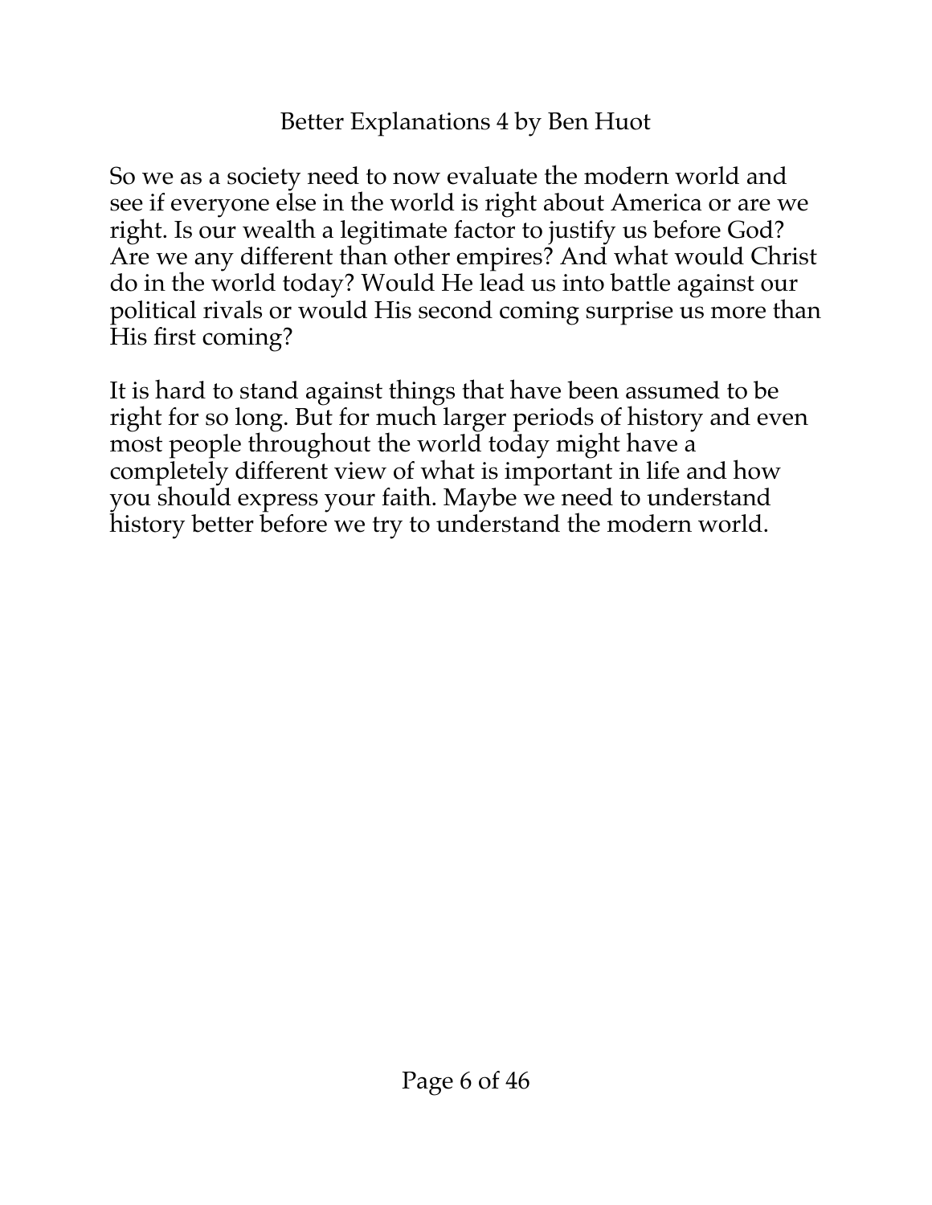So we as a society need to now evaluate the modern world and see if everyone else in the world is right about America or are we right. Is our wealth a legitimate factor to justify us before God? Are we any different than other empires? And what would Christ do in the world today? Would He lead us into battle against our political rivals or would His second coming surprise us more than His first coming?

It is hard to stand against things that have been assumed to be right for so long. But for much larger periods of history and even most people throughout the world today might have a completely different view of what is important in life and how you should express your faith. Maybe we need to understand history better before we try to understand the modern world.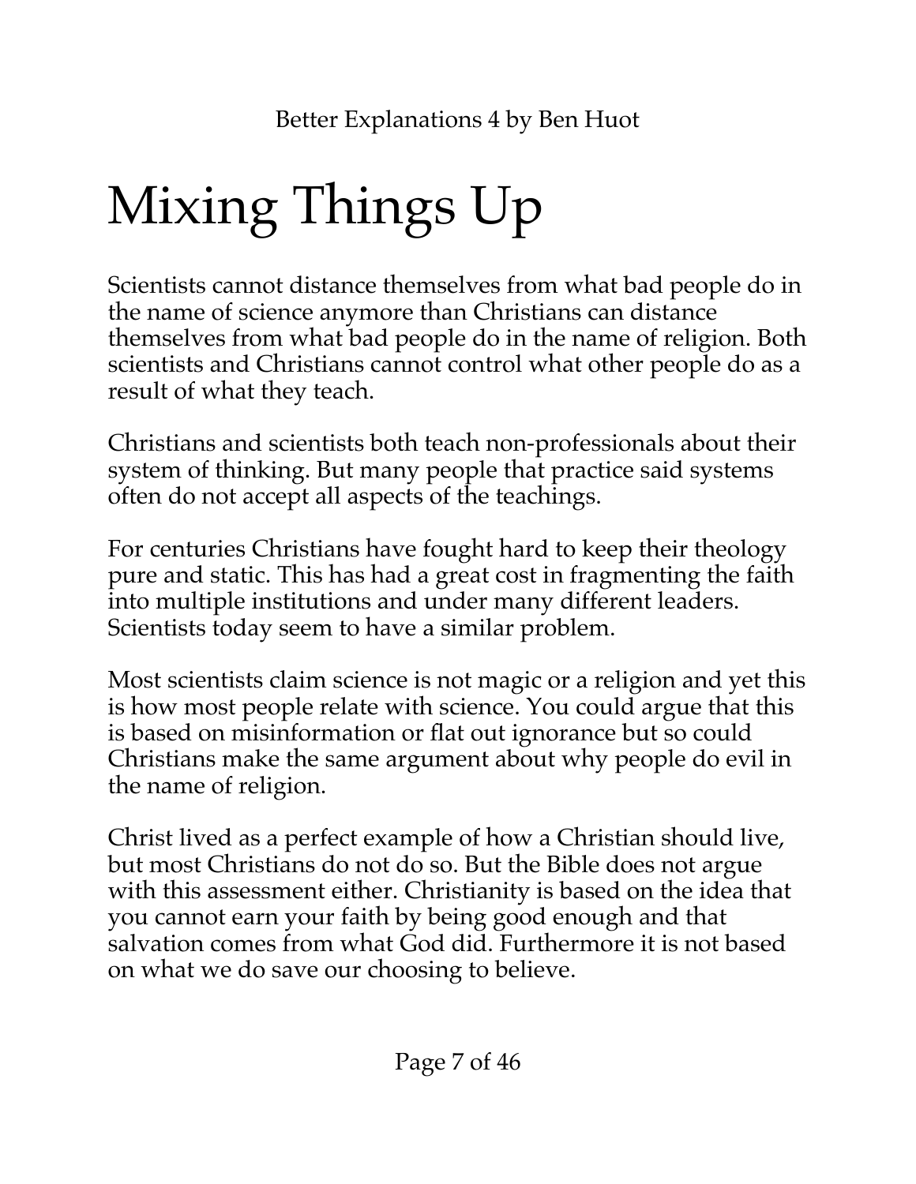# Mixing Things Up

Scientists cannot distance themselves from what bad people do in the name of science anymore than Christians can distance themselves from what bad people do in the name of religion. Both scientists and Christians cannot control what other people do as a result of what they teach.

Christians and scientists both teach non-professionals about their system of thinking. But many people that practice said systems often do not accept all aspects of the teachings.

For centuries Christians have fought hard to keep their theology pure and static. This has had a great cost in fragmenting the faith into multiple institutions and under many different leaders. Scientists today seem to have a similar problem.

Most scientists claim science is not magic or a religion and yet this is how most people relate with science. You could argue that this is based on misinformation or flat out ignorance but so could Christians make the same argument about why people do evil in the name of religion.

Christ lived as a perfect example of how a Christian should live, but most Christians do not do so. But the Bible does not argue with this assessment either. Christianity is based on the idea that you cannot earn your faith by being good enough and that salvation comes from what God did. Furthermore it is not based on what we do save our choosing to believe.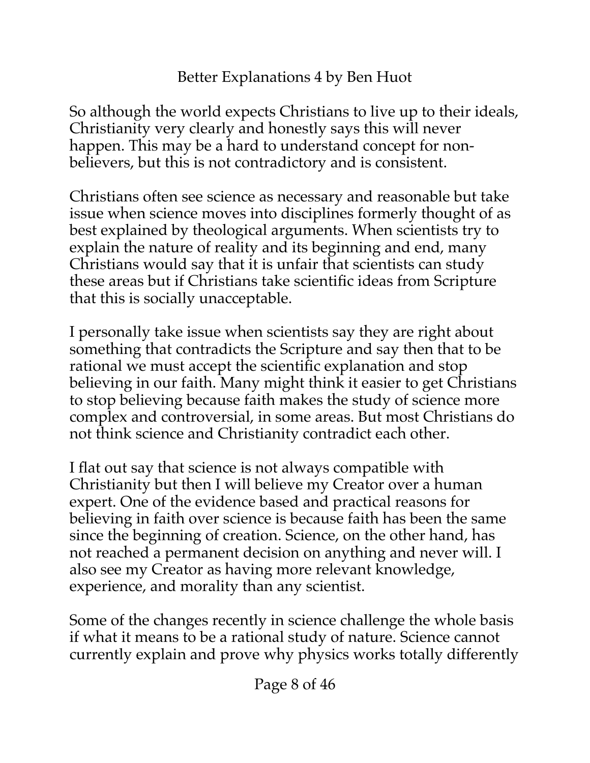So although the world expects Christians to live up to their ideals, Christianity very clearly and honestly says this will never happen. This may be a hard to understand concept for non-believers, but this is not contradictory and is consistent.

Christians often see science as necessary and reasonable but take issue when science moves into disciplines formerly thought of as best explained by theological arguments. When scientists try to explain the nature of reality and its beginning and end, many Christians would say that it is unfair that scientists can study these areas but if Christians take scientific ideas from Scripture that this is socially unacceptable.

I personally take issue when scientists say they are right about something that contradicts the Scripture and say then that to be rational we must accept the scientific explanation and stop believing in our faith. Many might think it easier to get Christians to stop believing because faith makes the study of science more complex and controversial, in some areas. But most Christians do not think science and Christianity contradict each other.

I flat out say that science is not always compatible with Christianity but then I will believe my Creator over a human expert. One of the evidence based and practical reasons for believing in faith over science is because faith has been the same since the beginning of creation. Science, on the other hand, has not reached a permanent decision on anything and never will. I also see my Creator as having more relevant knowledge, experience, and morality than any scientist.

Some of the changes recently in science challenge the whole basis if what it means to be a rational study of nature. Science cannot currently explain and prove why physics works totally differently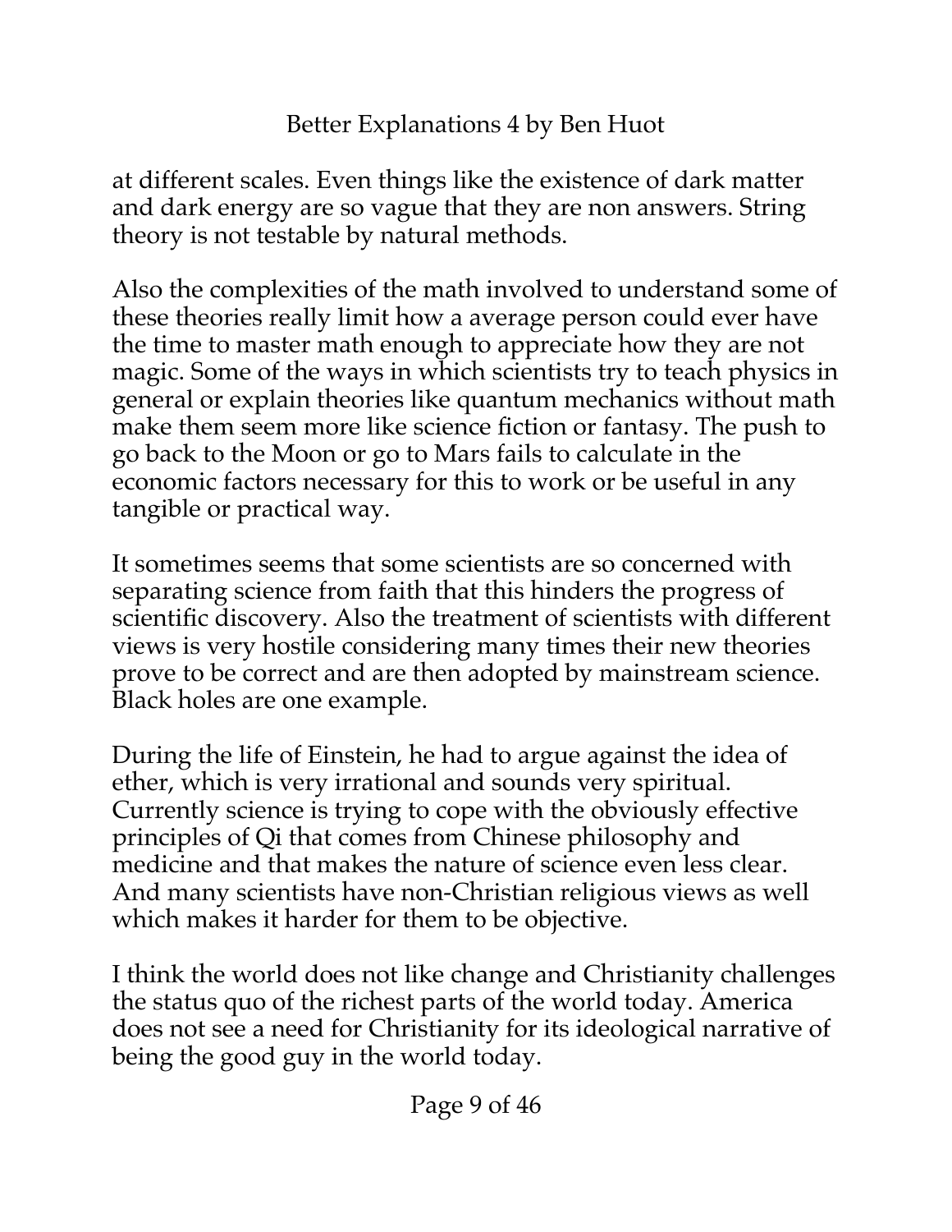at different scales. Even things like the existence of dark matter and dark energy are so vague that they are non answers. String theory is not testable by natural methods.

Also the complexities of the math involved to understand some of these theories really limit how a average person could ever have the time to master math enough to appreciate how they are not magic. Some of the ways in which scientists try to teach physics in general or explain theories like quantum mechanics without math make them seem more like science fiction or fantasy. The push to go back to the Moon or go to Mars fails to calculate in the economic factors necessary for this to work or be useful in any tangible or practical way.

It sometimes seems that some scientists are so concerned with separating science from faith that this hinders the progress of scientific discovery. Also the treatment of scientists with different views is very hostile considering many times their new theories prove to be correct and are then adopted by mainstream science. Black holes are one example.

During the life of Einstein, he had to argue against the idea of ether, which is very irrational and sounds very spiritual. Currently science is trying to cope with the obviously effective principles of Qi that comes from Chinese philosophy and medicine and that makes the nature of science even less clear. And many scientists have non-Christian religious views as well which makes it harder for them to be objective.

I think the world does not like change and Christianity challenges the status quo of the richest parts of the world today. America does not see a need for Christianity for its ideological narrative of being the good guy in the world today.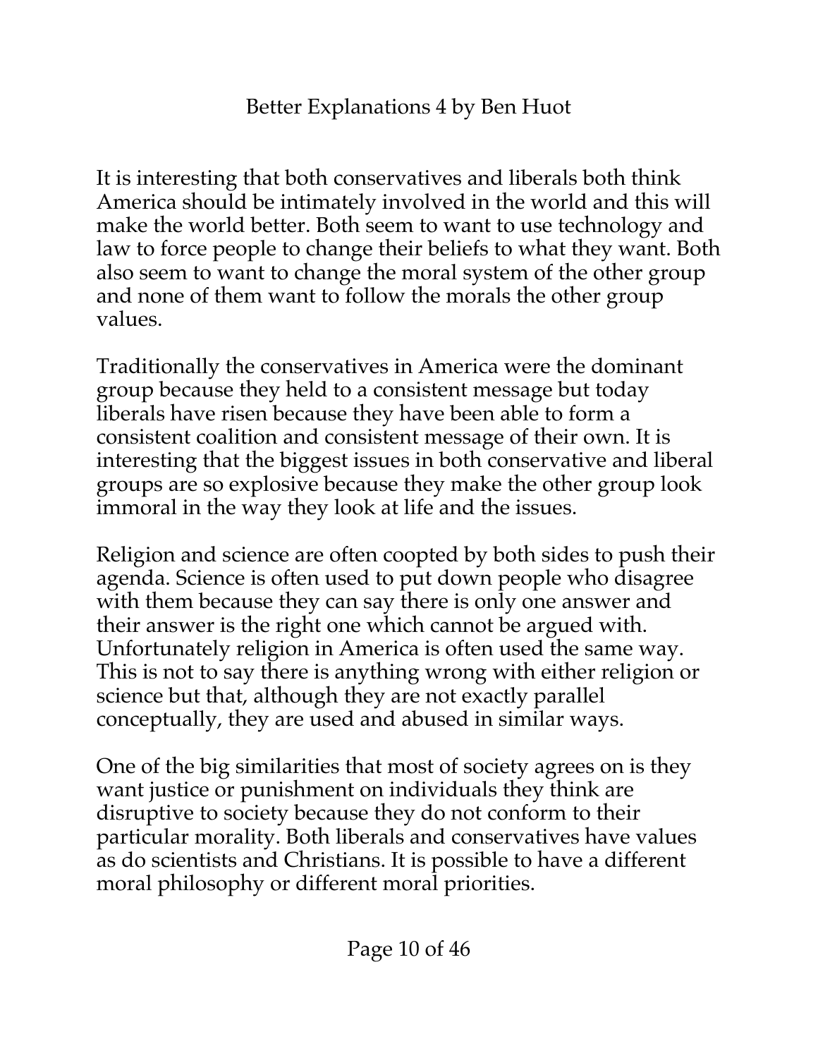It is interesting that both conservatives and liberals both think America should be intimately involved in the world and this will make the world better. Both seem to want to use technology and law to force people to change their beliefs to what they want. Both also seem to want to change the moral system of the other group and none of them want to follow the morals the other group values.

Traditionally the conservatives in America were the dominant group because they held to a consistent message but today liberals have risen because they have been able to form a consistent coalition and consistent message of their own. It is interesting that the biggest issues in both conservative and liberal groups are so explosive because they make the other group look immoral in the way they look at life and the issues.

Religion and science are often coopted by both sides to push their agenda. Science is often used to put down people who disagree with them because they can say there is only one answer and their answer is the right one which cannot be argued with. Unfortunately religion in America is often used the same way. This is not to say there is anything wrong with either religion or science but that, although they are not exactly parallel conceptually, they are used and abused in similar ways.

One of the big similarities that most of society agrees on is they want justice or punishment on individuals they think are disruptive to society because they do not conform to their particular morality. Both liberals and conservatives have values as do scientists and Christians. It is possible to have a different moral philosophy or different moral priorities.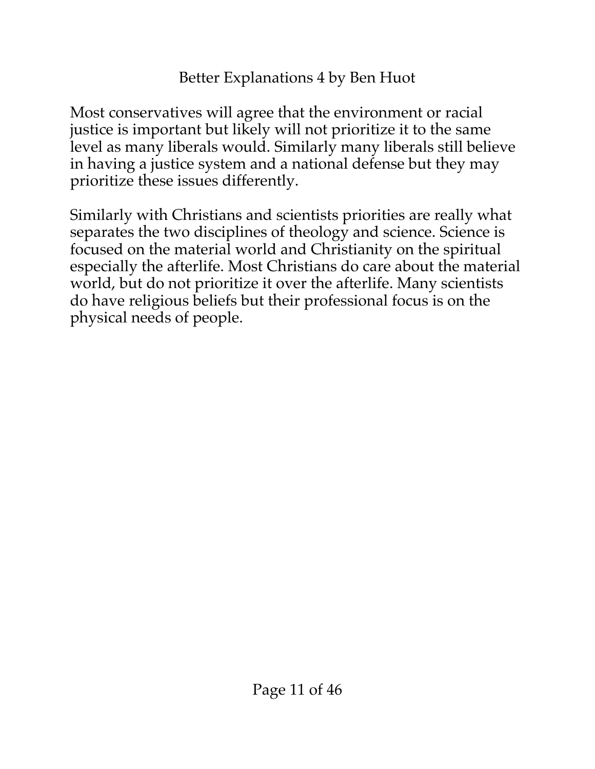Most conservatives will agree that the environment or racial justice is important but likely will not prioritize it to the same level as many liberals would. Similarly many liberals still believe in having a justice system and a national defense but they may prioritize these issues differently.

Similarly with Christians and scientists priorities are really what separates the two disciplines of theology and science. Science is focused on the material world and Christianity on the spiritual especially the afterlife. Most Christians do care about the material world, but do not prioritize it over the afterlife. Many scientists do have religious beliefs but their professional focus is on the physical needs of people.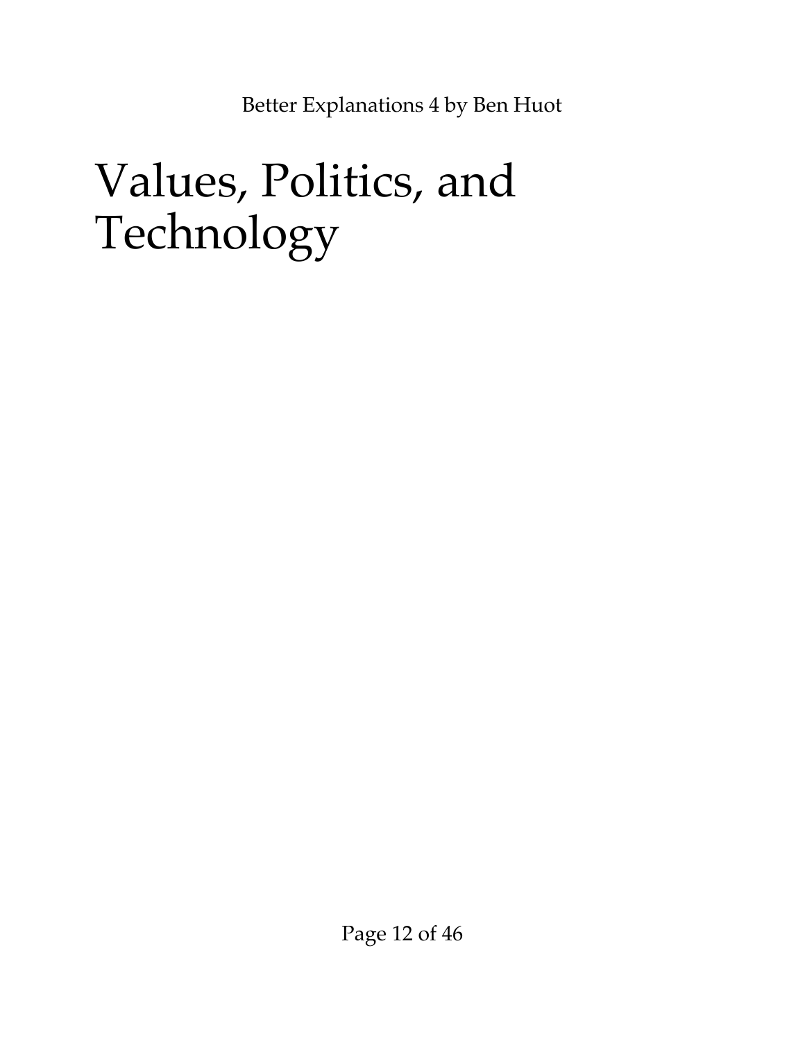# Values, Politics, and Technology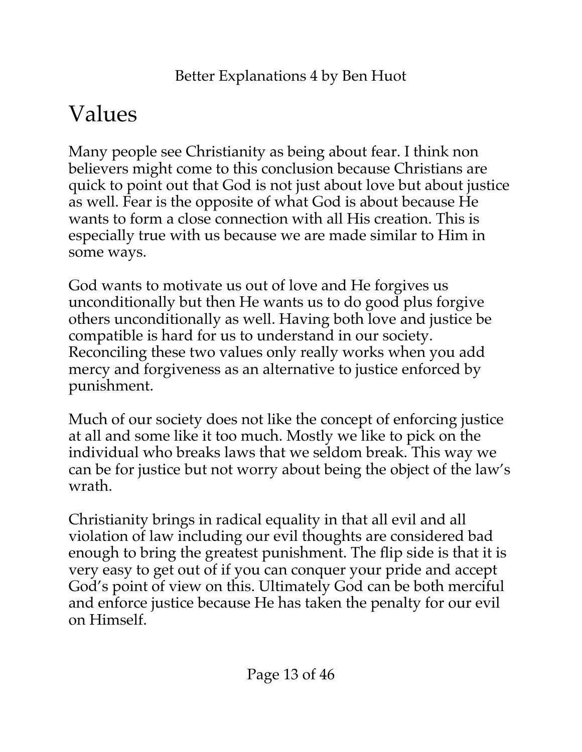# Values

Many people see Christianity as being about fear. I think non believers might come to this conclusion because Christians are quick to point out that God is not just about love but about justice as well. Fear is the opposite of what God is about because He wants to form a close connection with all His creation. This is especially true with us because we are made similar to Him in some ways.

God wants to motivate us out of love and He forgives us unconditionally but then He wants us to do good plus forgive others unconditionally as well. Having both love and justice be compatible is hard for us to understand in our society. Reconciling these two values only really works when you add mercy and forgiveness as an alternative to justice enforced by punishment.

Much of our society does not like the concept of enforcing justice at all and some like it too much. Mostly we like to pick on the individual who breaks laws that we seldom break. This way we can be for justice but not worry about being the object of the law's wrath.

Christianity brings in radical equality in that all evil and all violation of law including our evil thoughts are considered bad enough to bring the greatest punishment. The flip side is that it is very easy to get out of if you can conquer your pride and accept God's point of view on this. Ultimately God can be both merciful and enforce justice because He has taken the penalty for our evil on Himself.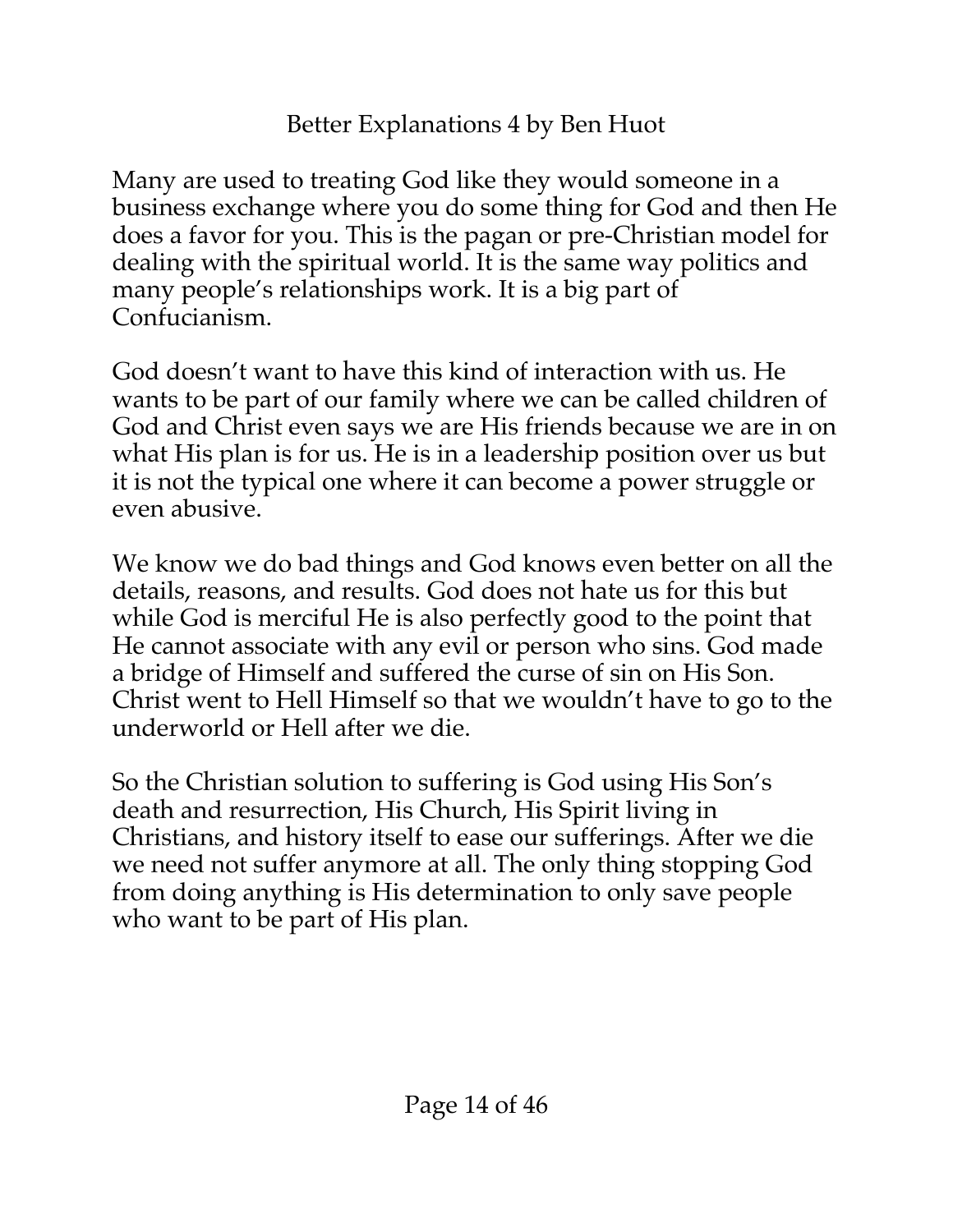Many are used to treating God like they would someone in a business exchange where you do some thing for God and then He does a favor for you. This is the pagan or pre-Christian model for dealing with the spiritual world. It is the same way politics and many people's relationships work. It is a big part of Confucianism.

God doesn't want to have this kind of interaction with us. He wants to be part of our family where we can be called children of God and Christ even says we are His friends because we are in on what His plan is for us. He is in a leadership position over us but it is not the typical one where it can become a power struggle or even abusive.

We know we do bad things and God knows even better on all the details, reasons, and results. God does not hate us for this but while God is merciful He is also perfectly good to the point that He cannot associate with any evil or person who sins. God made a bridge of Himself and suffered the curse of sin on His Son. Christ went to Hell Himself so that we wouldn't have to go to the underworld or Hell after we die.

So the Christian solution to suffering is God using His Son's death and resurrection, His Church, His Spirit living in Christians, and history itself to ease our sufferings. After we die we need not suffer anymore at all. The only thing stopping God from doing anything is His determination to only save people who want to be part of His plan.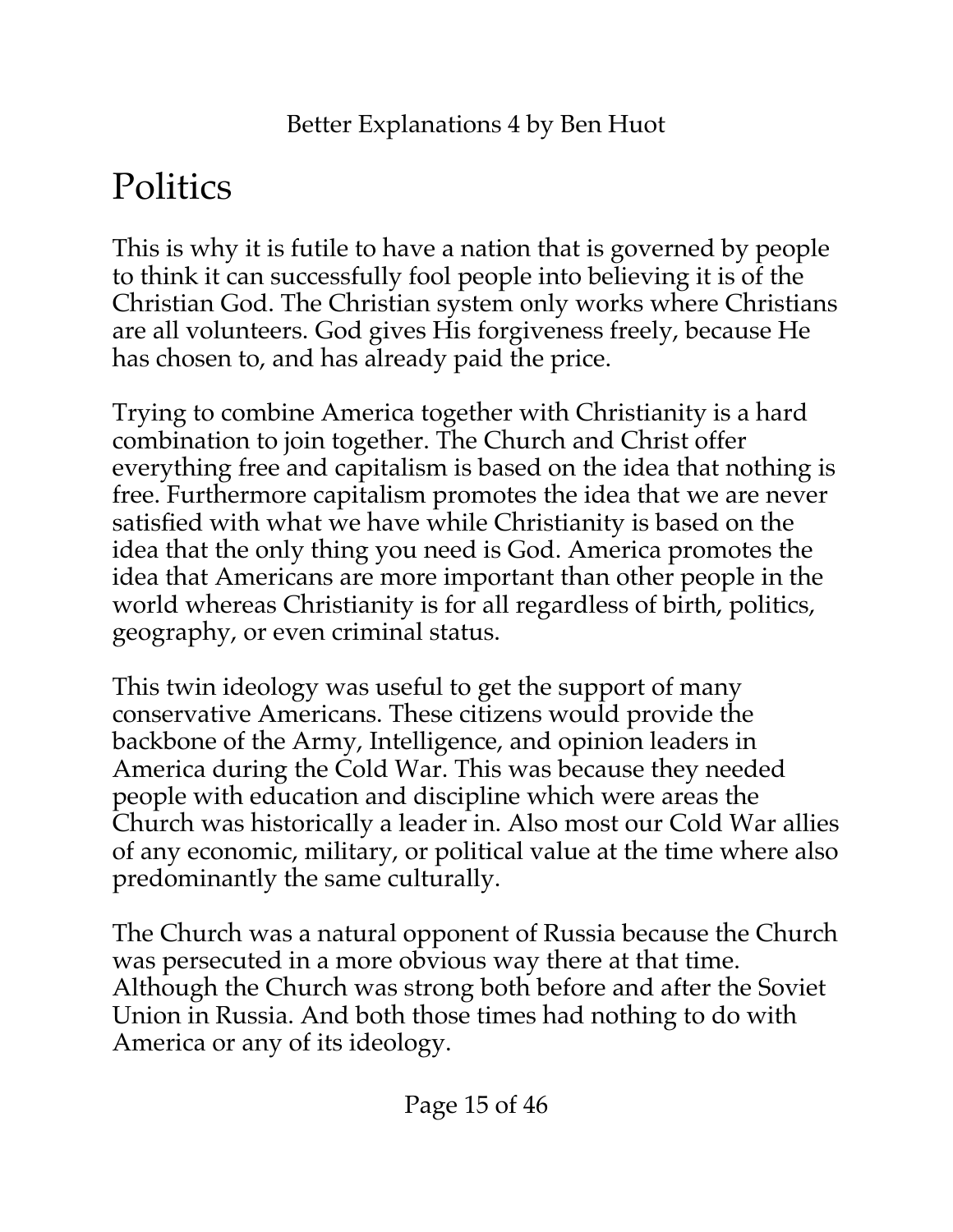# Politics

This is why it is futile to have a nation that is governed by people to think it can successfully fool people into believing it is of the Christian God. The Christian system only works where Christians are all volunteers. God gives His forgiveness freely, because He has chosen to, and has already paid the price.

Trying to combine America together with Christianity is a hard combination to join together. The Church and Christ offer everything free and capitalism is based on the idea that nothing is free. Furthermore capitalism promotes the idea that we are never satisfied with what we have while Christianity is based on the idea that the only thing you need is God. America promotes the idea that Americans are more important than other people in the world whereas Christianity is for all regardless of birth, politics, geography, or even criminal status.

This twin ideology was useful to get the support of many conservative Americans. These citizens would provide the backbone of the Army, Intelligence, and opinion leaders in America during the Cold War. This was because they needed people with education and discipline which were areas the Church was historically a leader in. Also most our Cold War allies of any economic, military, or political value at the time where also predominantly the same culturally.

The Church was a natural opponent of Russia because the Church was persecuted in a more obvious way there at that time. Although the Church was strong both before and after the Soviet Union in Russia. And both those times had nothing to do with America or any of its ideology.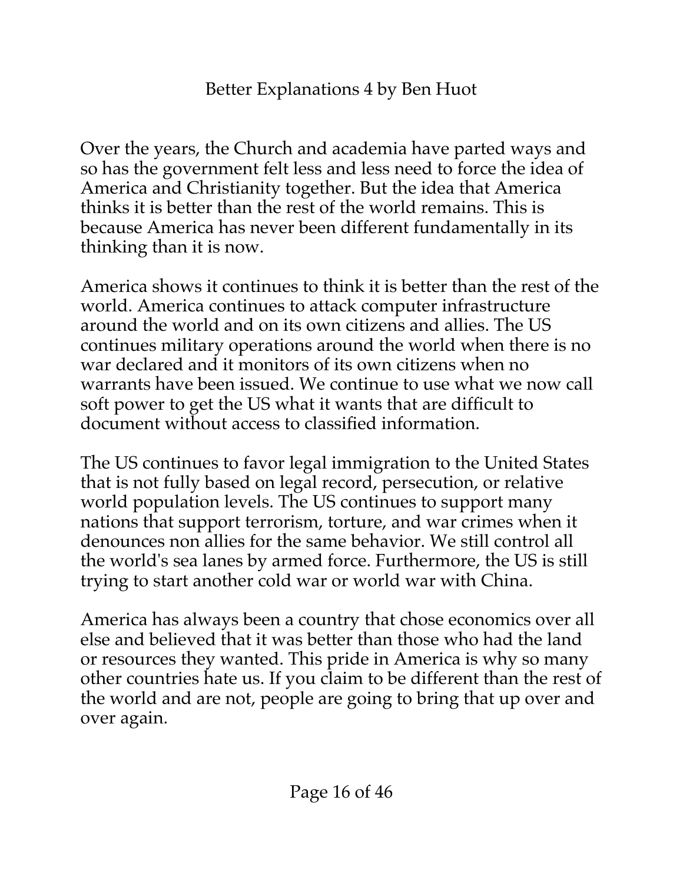Over the years, the Church and academia have parted ways and so has the government felt less and less need to force the idea of America and Christianity together. But the idea that America thinks it is better than the rest of the world remains. This is because America has never been different fundamentally in its thinking than it is now.

America shows it continues to think it is better than the rest of the world. America continues to attack computer infrastructure around the world and on its own citizens and allies. The US continues military operations around the world when there is no war declared and it monitors of its own citizens when no warrants have been issued. We continue to use what we now call soft power to get the US what it wants that are difficult to document without access to classified information.

The US continues to favor legal immigration to the United States that is not fully based on legal record, persecution, or relative world population levels. The US continues to support many nations that support terrorism, torture, and war crimes when it denounces non allies for the same behavior. We still control all the world's sea lanes by armed force. Furthermore, the US is still trying to start another cold war or world war with China.

America has always been a country that chose economics over all else and believed that it was better than those who had the land or resources they wanted. This pride in America is why so many other countries hate us. If you claim to be different than the rest of the world and are not, people are going to bring that up over and over again.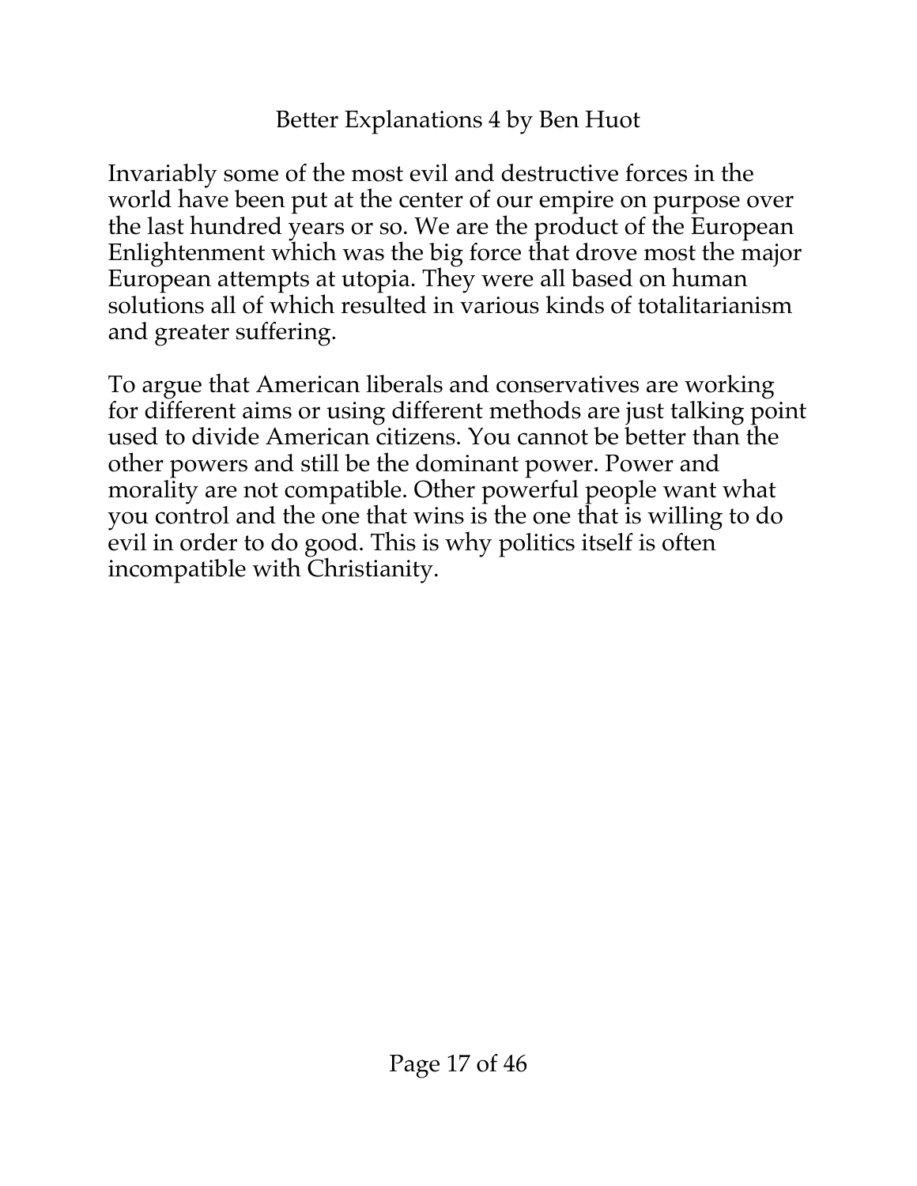Invariably some of the most evil and destructive forces in the world have been put at the center of our empire on purpose over the last hundred years or so. We are the product of the European Enlightenment which was the big force that drove most the major European attempts at utopia. They were all based on human solutions all of which resulted in various kinds of totalitarianism and greater suffering.

To argue that American liberals and conservatives are working for different aims or using different methods are just talking point used to divide American citizens. You cannot be better than the other powers and still be the dominant power. Power and morality are not compatible. Other powerful people want what you control and the one that wins is the one that is willing to do evil in order to do good. This is why politics itself is often incompatible with Christianity.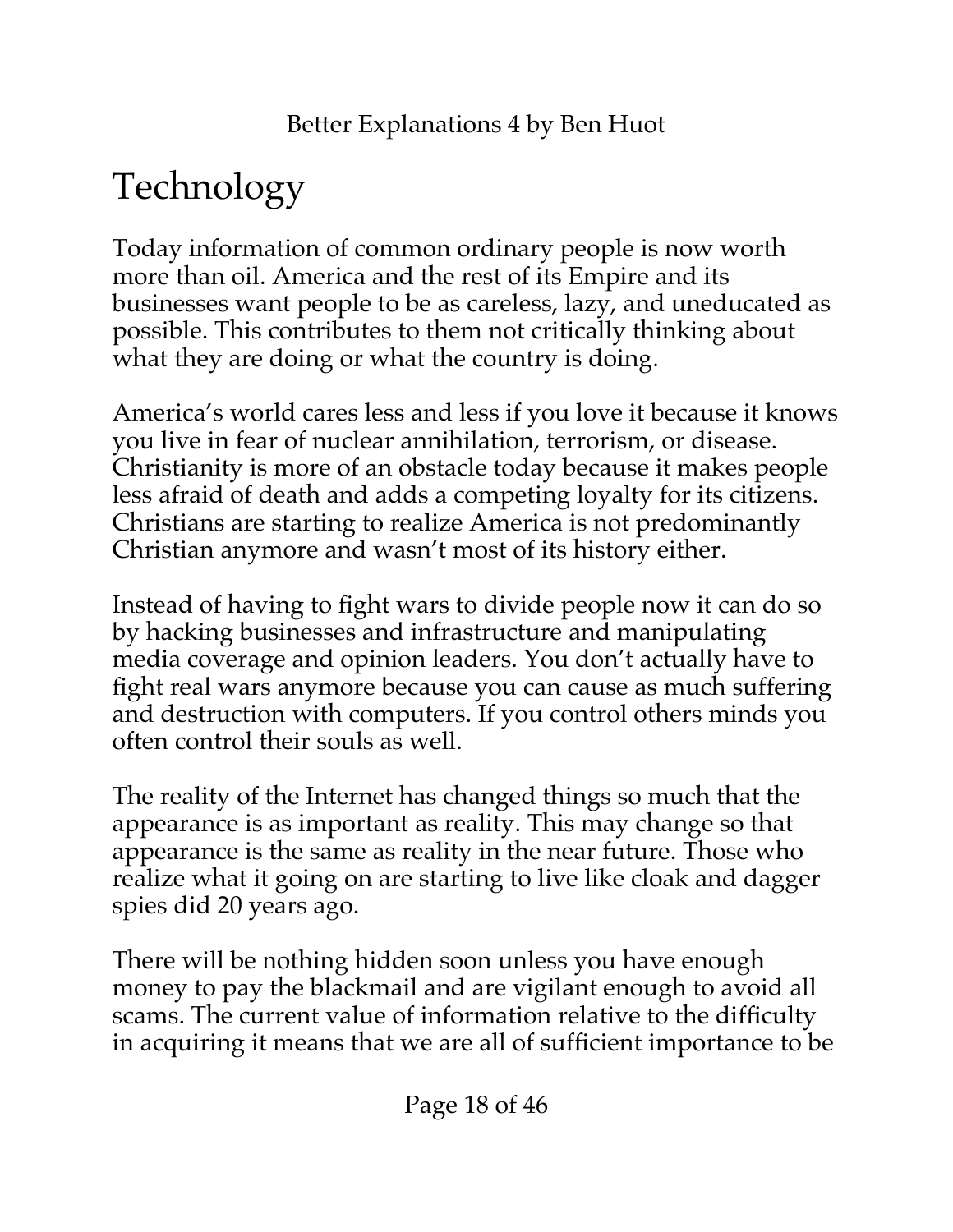# Technology

Today information of common ordinary people is now worth more than oil. America and the rest of its Empire and its businesses want people to be as careless, lazy, and uneducated as possible. This contributes to them not critically thinking about what they are doing or what the country is doing.

America's world cares less and less if you love it because it knows you live in fear of nuclear annihilation, terrorism, or disease. Christianity is more of an obstacle today because it makes people less afraid of death and adds a competing loyalty for its citizens. Christians are starting to realize America is not predominantly Christian anymore and wasn't most of its history either.

Instead of having to fight wars to divide people now it can do so by hacking businesses and infrastructure and manipulating media coverage and opinion leaders. You don't actually have to fight real wars anymore because you can cause as much suffering and destruction with computers. If you control others minds you often control their souls as well.

The reality of the Internet has changed things so much that the appearance is as important as reality. This may change so that appearance is the same as reality in the near future. Those who realize what it going on are starting to live like cloak and dagger spies did 20 years ago.

There will be nothing hidden soon unless you have enough money to pay the blackmail and are vigilant enough to avoid all scams. The current value of information relative to the difficulty in acquiring it means that we are all of sufficient importance to be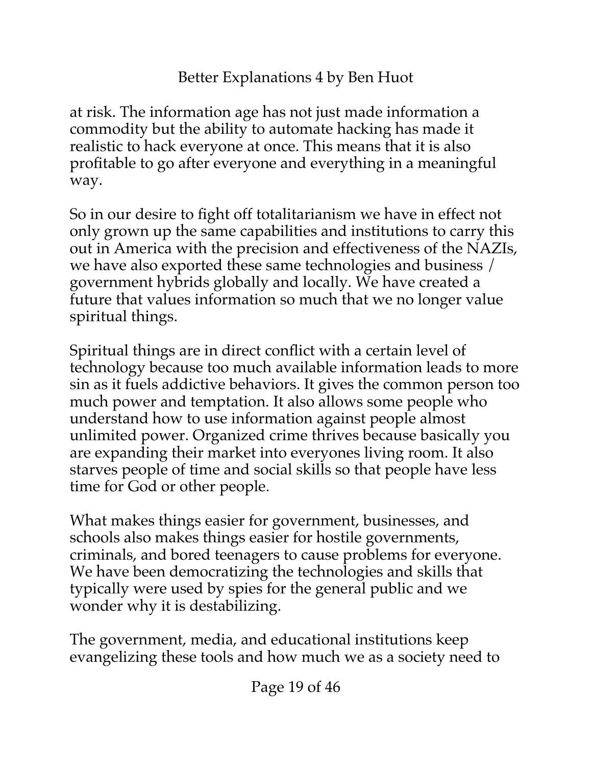at risk. The information age has not just made information a commodity but the ability to automate hacking has made it realistic to hack everyone at once. This means that it is also profitable to go after everyone and everything in a meaningful way.

So in our desire to fight off totalitarianism we have in effect not only grown up the same capabilities and institutions to carry this out in America with the precision and effectiveness of the NAZIs, we have also exported these same technologies and business / government hybrids globally and locally. We have created a future that values information so much that we no longer value spiritual things.

Spiritual things are in direct conflict with a certain level of technology because too much available information leads to more sin as it fuels addictive behaviors. It gives the common person too much power and temptation. It also allows some people who understand how to use information against people almost unlimited power. Organized crime thrives because basically you are expanding their market into everyones living room. It also starves people of time and social skills so that people have less time for God or other people.

What makes things easier for government, businesses, and schools also makes things easier for hostile governments, criminals, and bored teenagers to cause problems for everyone. We have been democratizing the technologies and skills that typically were used by spies for the general public and we wonder why it is destabilizing.

The government, media, and educational institutions keep evangelizing these tools and how much we as a society need to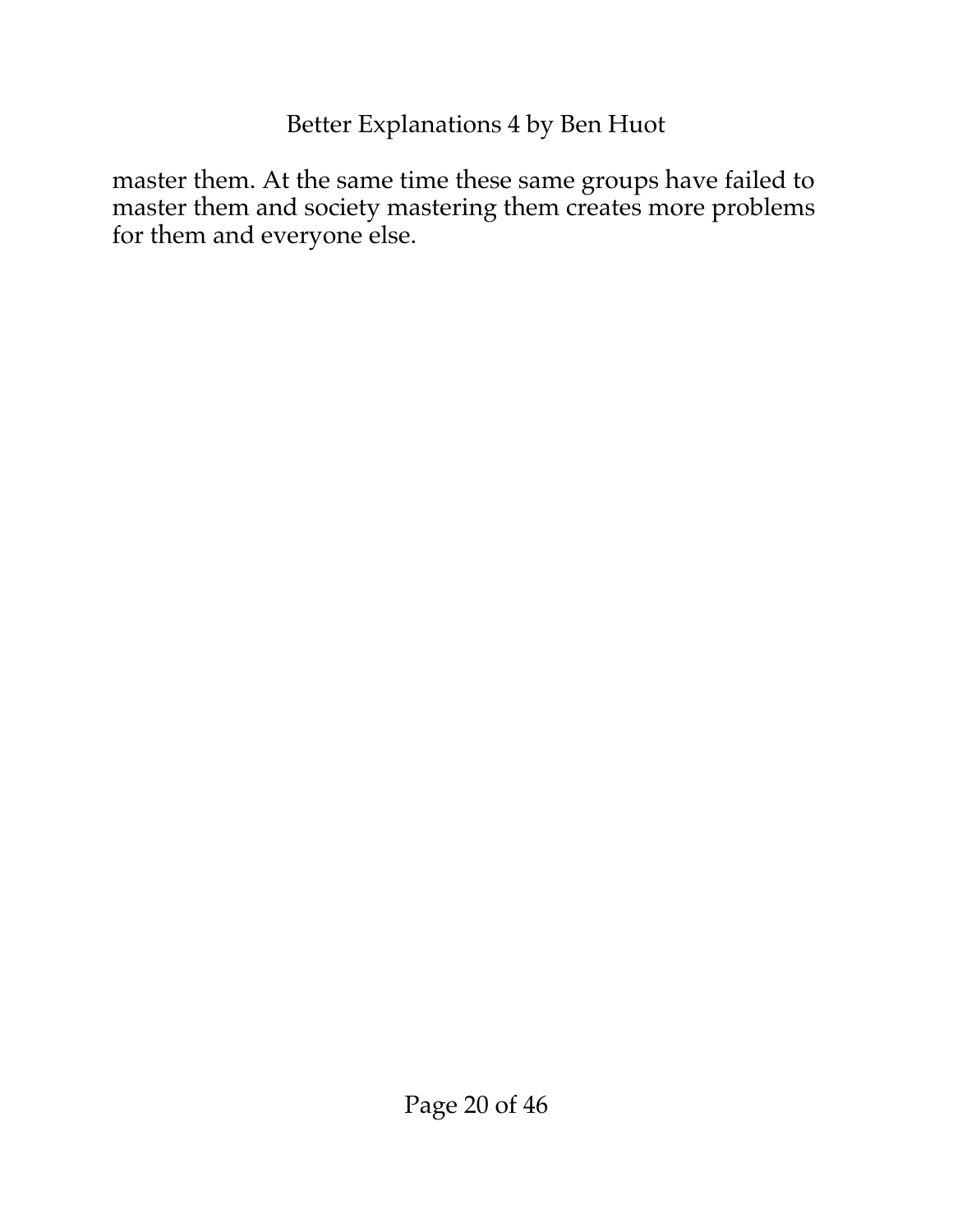master them. At the same time these same groups have failed to master them and society mastering them creates more problems for them and everyone else.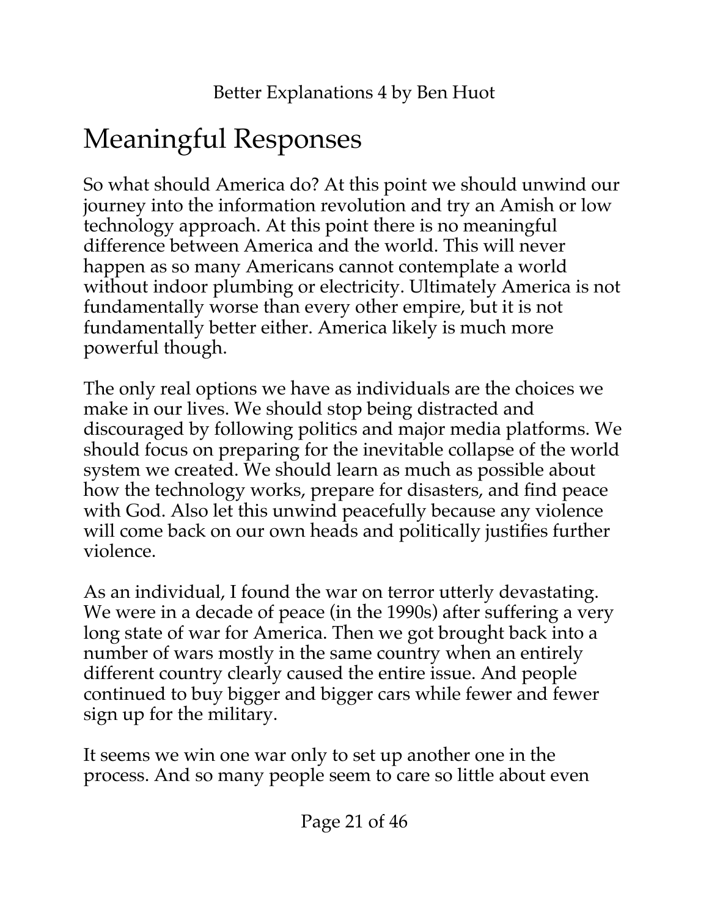# Meaningful Responses

So what should America do? At this point we should unwind our journey into the information revolution and try an Amish or low technology approach. At this point there is no meaningful difference between America and the world. This will never happen as so many Americans cannot contemplate a world without indoor plumbing or electricity. Ultimately America is not fundamentally worse than every other empire, but it is not fundamentally better either. America likely is much more powerful though.

The only real options we have as individuals are the choices we make in our lives. We should stop being distracted and discouraged by following politics and major media platforms. We should focus on preparing for the inevitable collapse of the world system we created. We should learn as much as possible about how the technology works, prepare for disasters, and find peace with God. Also let this unwind peacefully because any violence will come back on our own heads and politically justifies further violence.

As an individual, I found the war on terror utterly devastating. We were in a decade of peace (in the 1990s) after suffering a very long state of war for America. Then we got brought back into a number of wars mostly in the same country when an entirely different country clearly caused the entire issue. And people continued to buy bigger and bigger cars while fewer and fewer sign up for the military.

It seems we win one war only to set up another one in the process. And so many people seem to care so little about even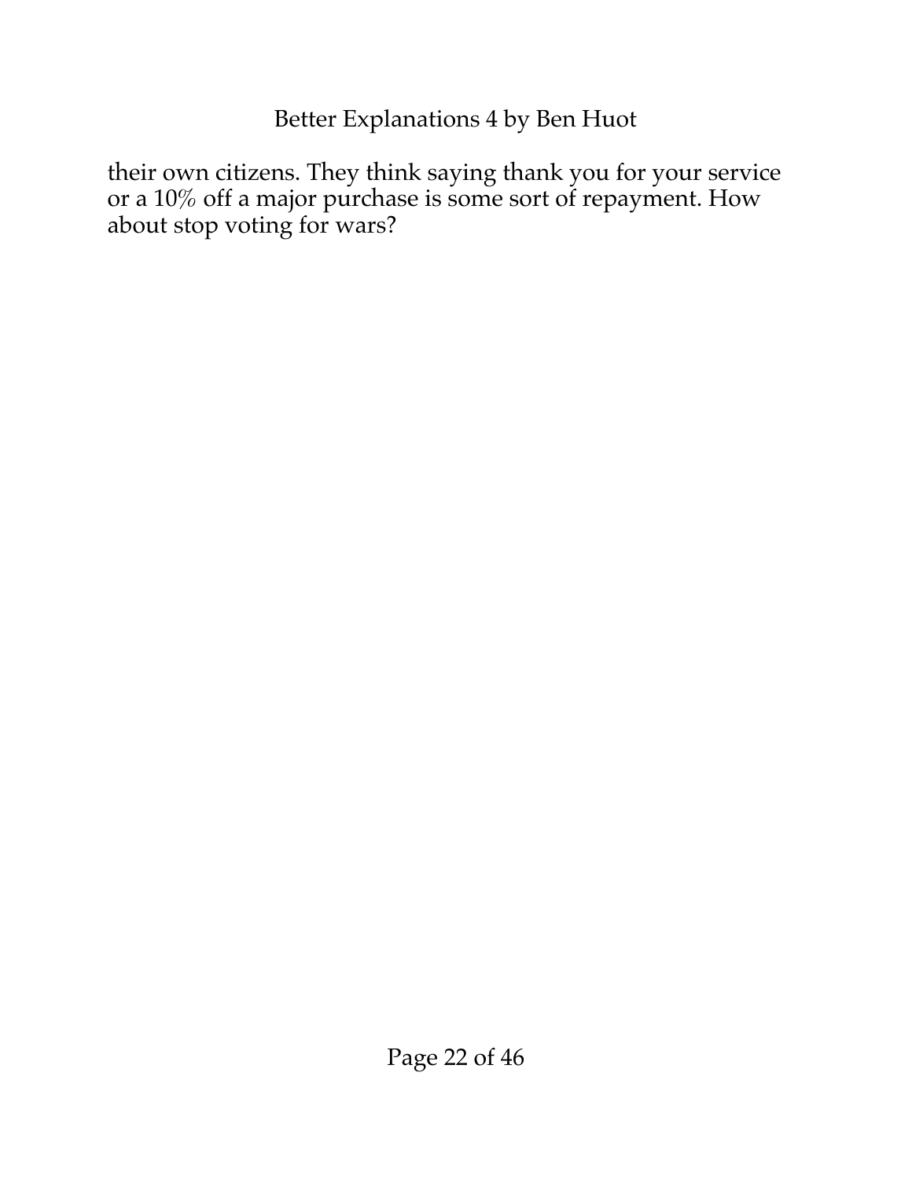their own citizens. They think saying thank you for your service or a 10% off a major purchase is some sort of repayment. How about stop voting for wars?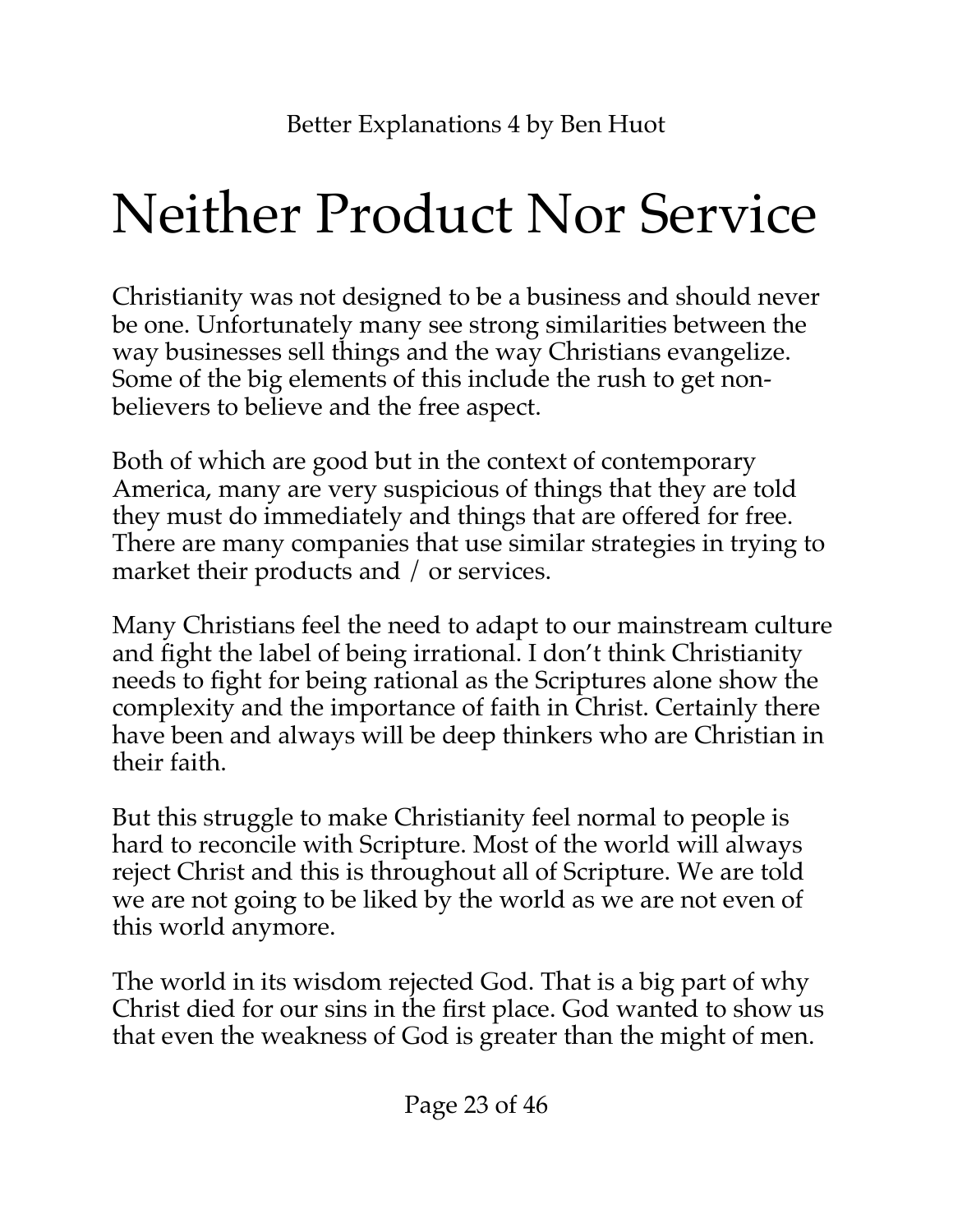# Neither Product Nor Service

Christianity was not designed to be a business and should never be one. Unfortunately many see strong similarities between the way businesses sell things and the way Christians evangelize. Some of the big elements of this include the rush to get non-believers to believe and the free aspect.

Both of which are good but in the context of contemporary America, many are very suspicious of things that they are told they must do immediately and things that are offered for free. There are many companies that use similar strategies in trying to market their products and / or services.

Many Christians feel the need to adapt to our mainstream culture and fight the label of being irrational. I don't think Christianity needs to fight for being rational as the Scriptures alone show the complexity and the importance of faith in Christ. Certainly there have been and always will be deep thinkers who are Christian in their faith.

But this struggle to make Christianity feel normal to people is hard to reconcile with Scripture. Most of the world will always reject Christ and this is throughout all of Scripture. We are told we are not going to be liked by the world as we are not even of this world anymore.

The world in its wisdom rejected God. That is a big part of why Christ died for our sins in the first place. God wanted to show us that even the weakness of God is greater than the might of men.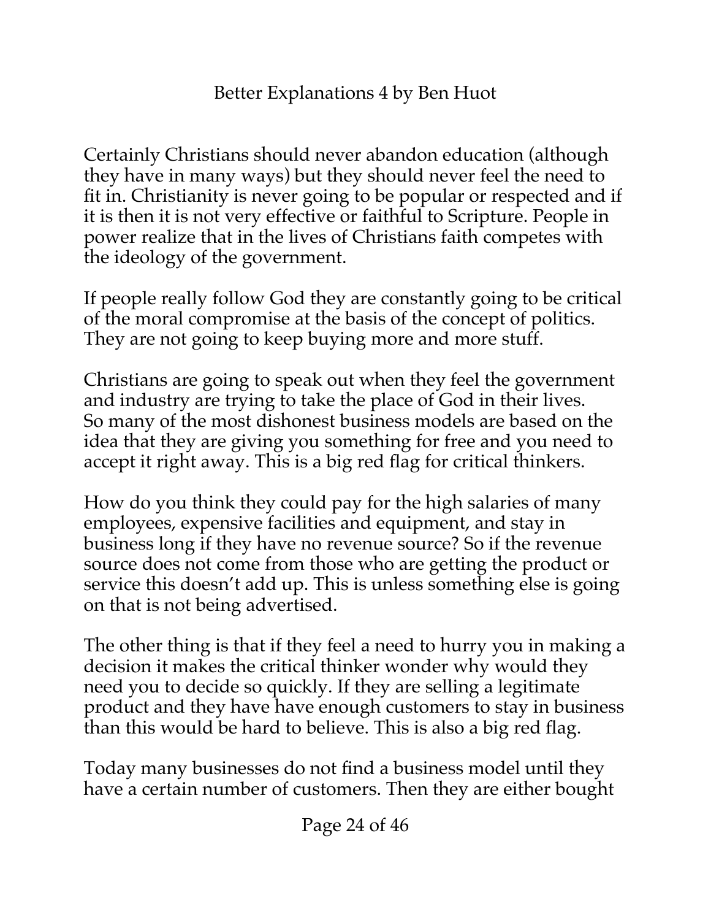Certainly Christians should never abandon education (although they have in many ways) but they should never feel the need to fit in. Christianity is never going to be popular or respected and if it is then it is not very effective or faithful to Scripture. People in power realize that in the lives of Christians faith competes with the ideology of the government.

If people really follow God they are constantly going to be critical of the moral compromise at the basis of the concept of politics. They are not going to keep buying more and more stuff.

Christians are going to speak out when they feel the government and industry are trying to take the place of God in their lives. So many of the most dishonest business models are based on the idea that they are giving you something for free and you need to accept it right away. This is a big red flag for critical thinkers.

How do you think they could pay for the high salaries of many employees, expensive facilities and equipment, and stay in business long if they have no revenue source? So if the revenue source does not come from those who are getting the product or service this doesn't add up. This is unless something else is going on that is not being advertised.

The other thing is that if they feel a need to hurry you in making a decision it makes the critical thinker wonder why would they need you to decide so quickly. If they are selling a legitimate product and they have have enough customers to stay in business than this would be hard to believe. This is also a big red flag.

Today many businesses do not find a business model until they have a certain number of customers. Then they are either bought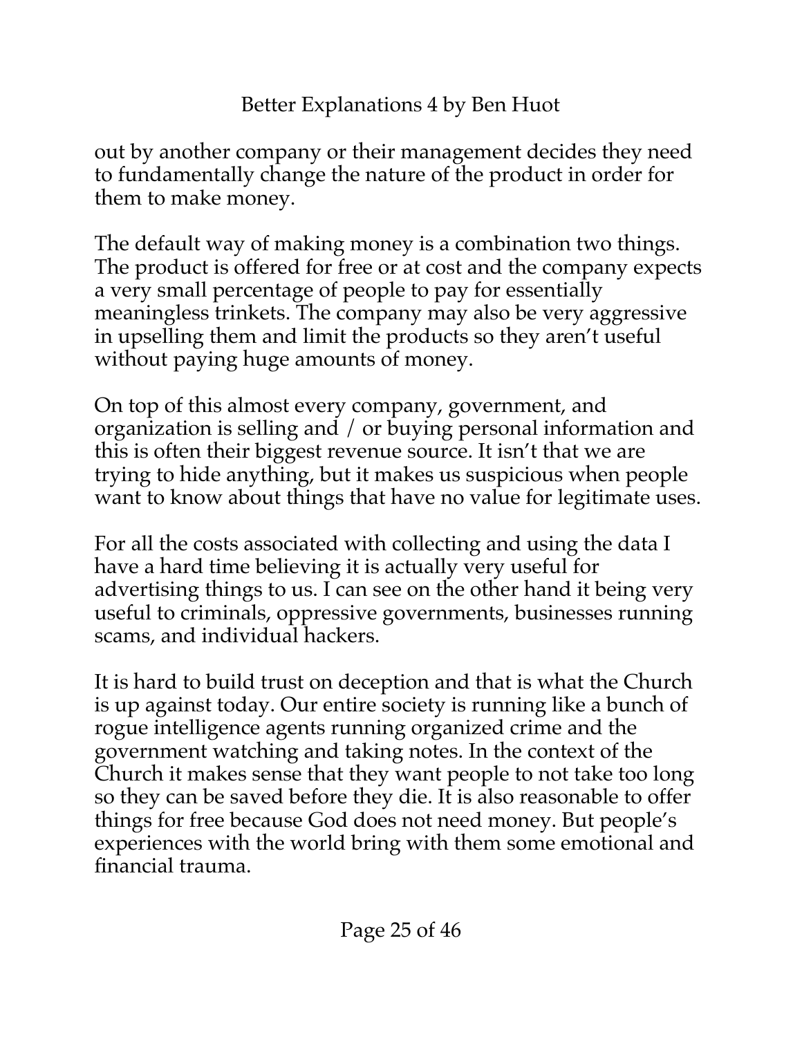out by another company or their management decides they need to fundamentally change the nature of the product in order for them to make money.

The default way of making money is a combination two things. The product is offered for free or at cost and the company expects a very small percentage of people to pay for essentially meaningless trinkets. The company may also be very aggressive in upselling them and limit the products so they aren't useful without paying huge amounts of money.

On top of this almost every company, government, and organization is selling and / or buying personal information and this is often their biggest revenue source. It isn't that we are trying to hide anything, but it makes us suspicious when people want to know about things that have no value for legitimate uses.

For all the costs associated with collecting and using the data I have a hard time believing it is actually very useful for advertising things to us. I can see on the other hand it being very useful to criminals, oppressive governments, businesses running scams, and individual hackers.

It is hard to build trust on deception and that is what the Church is up against today. Our entire society is running like a bunch of rogue intelligence agents running organized crime and the government watching and taking notes. In the context of the Church it makes sense that they want people to not take too long so they can be saved before they die. It is also reasonable to offer things for free because God does not need money. But people's experiences with the world bring with them some emotional and financial trauma.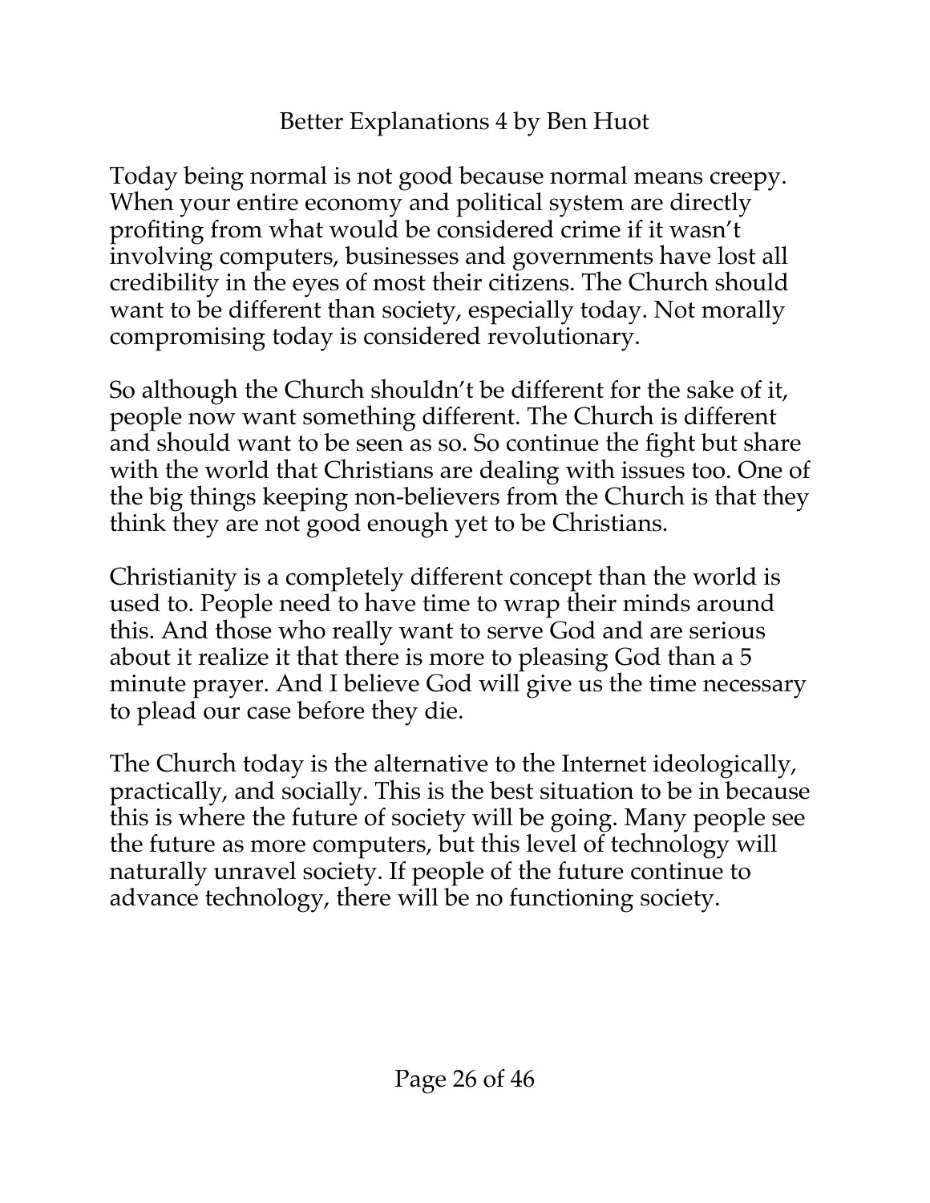Today being normal is not good because normal means creepy. When your entire economy and political system are directly profiting from what would be considered crime if it wasn't involving computers, businesses and governments have lost all credibility in the eyes of most their citizens. The Church should want to be different than society, especially today. Not morally compromising today is considered revolutionary.

So although the Church shouldn't be different for the sake of it, people now want something different. The Church is different and should want to be seen as so. So continue the fight but share with the world that Christians are dealing with issues too. One of the big things keeping non-believers from the Church is that they think they are not good enough yet to be Christians.

Christianity is a completely different concept than the world is used to. People need to have time to wrap their minds around this. And those who really want to serve God and are serious about it realize it that there is more to pleasing God than a 5 minute prayer. And I believe God will give us the time necessary to plead our case before they die.

The Church today is the alternative to the Internet ideologically, practically, and socially. This is the best situation to be in because this is where the future of society will be going. Many people see the future as more computers, but this level of technology will naturally unravel society. If people of the future continue to advance technology, there will be no functioning society.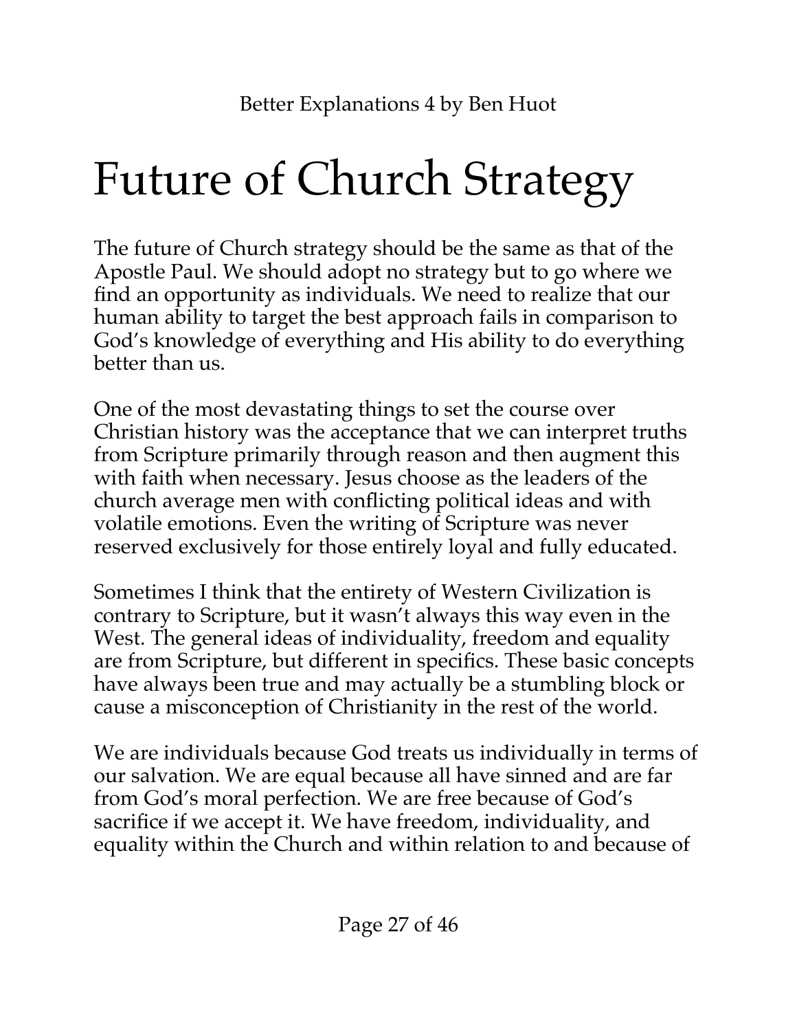# Future of Church Strategy

The future of Church strategy should be the same as that of the Apostle Paul. We should adopt no strategy but to go where we find an opportunity as individuals. We need to realize that our human ability to target the best approach fails in comparison to God's knowledge of everything and His ability to do everything better than us.

One of the most devastating things to set the course over Christian history was the acceptance that we can interpret truths from Scripture primarily through reason and then augment this with faith when necessary. Jesus choose as the leaders of the church average men with conflicting political ideas and with volatile emotions. Even the writing of Scripture was never reserved exclusively for those entirely loyal and fully educated.

Sometimes I think that the entirety of Western Civilization is contrary to Scripture, but it wasn't always this way even in the West. The general ideas of individuality, freedom and equality are from Scripture, but different in specifics. These basic concepts have always been true and may actually be a stumbling block or cause a misconception of Christianity in the rest of the world.

We are individuals because God treats us individually in terms of our salvation. We are equal because all have sinned and are far from God's moral perfection. We are free because of God's sacrifice if we accept it. We have freedom, individuality, and equality within the Church and within relation to and because of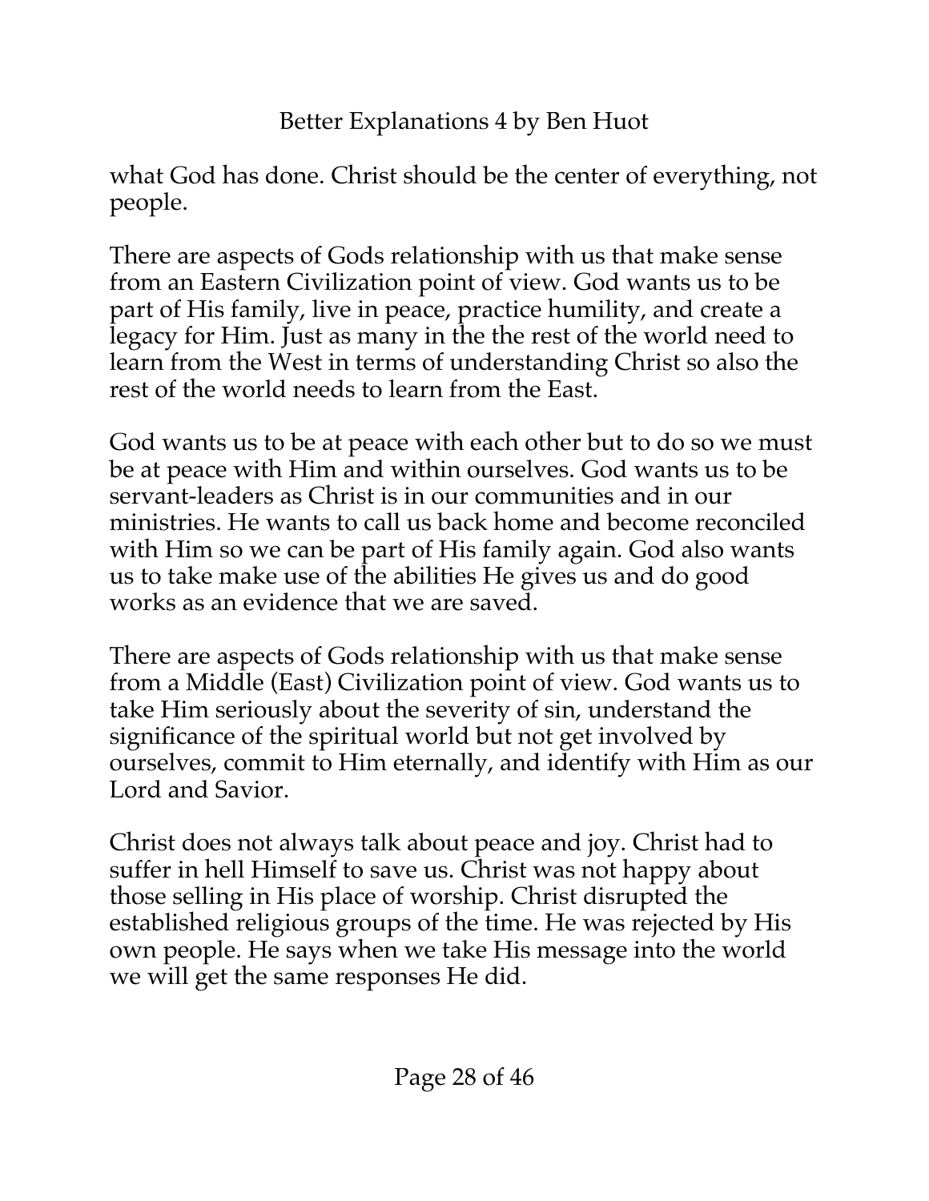what God has done. Christ should be the center of everything, not people.

There are aspects of Gods relationship with us that make sense from an Eastern Civilization point of view. God wants us to be part of His family, live in peace, practice humility, and create a legacy for Him. Just as many in the the rest of the world need to learn from the West in terms of understanding Christ so also the rest of the world needs to learn from the East.

God wants us to be at peace with each other but to do so we must be at peace with Him and within ourselves. God wants us to be servant-leaders as Christ is in our communities and in our ministries. He wants to call us back home and become reconciled with Him so we can be part of His family again. God also wants us to take make use of the abilities He gives us and do good works as an evidence that we are saved.

There are aspects of Gods relationship with us that make sense from a Middle (East) Civilization point of view. God wants us to take Him seriously about the severity of sin, understand the significance of the spiritual world but not get involved by ourselves, commit to Him eternally, and identify with Him as our Lord and Savior.

Christ does not always talk about peace and joy. Christ had to suffer in hell Himself to save us. Christ was not happy about those selling in His place of worship. Christ disrupted the established religious groups of the time. He was rejected by His own people. He says when we take His message into the world we will get the same responses He did.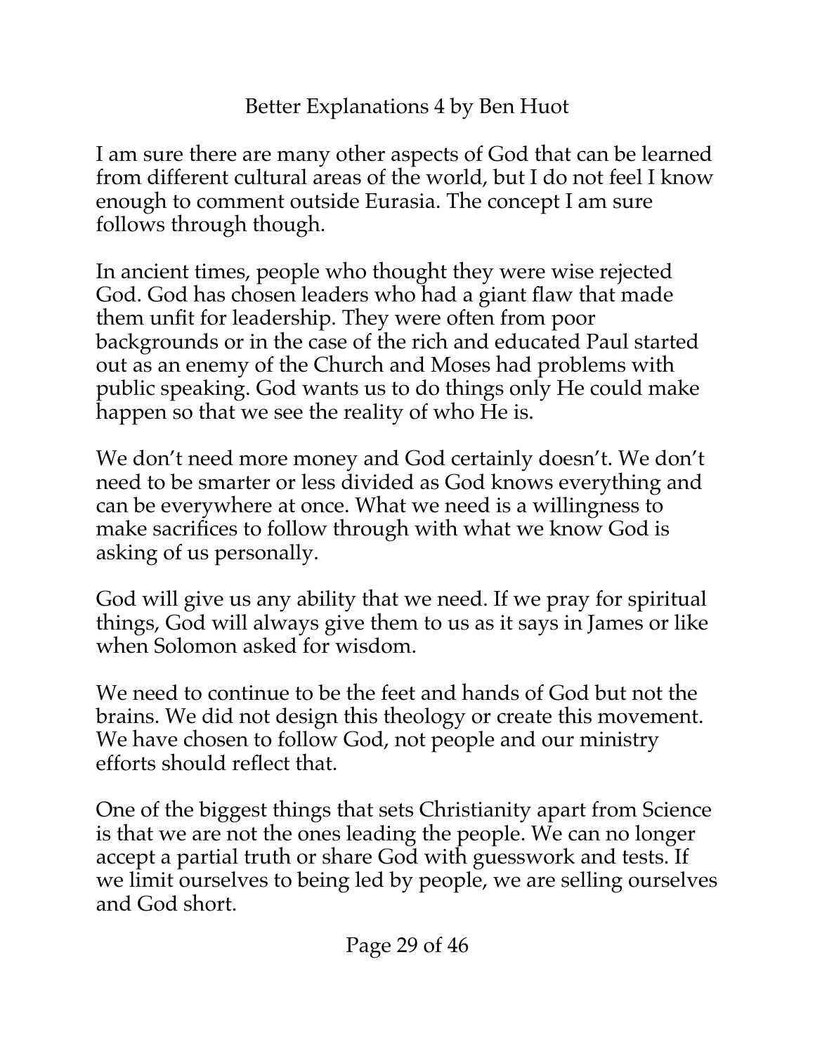I am sure there are many other aspects of God that can be learned from different cultural areas of the world, but I do not feel I know enough to comment outside Eurasia. The concept I am sure follows through though.

In ancient times, people who thought they were wise rejected God. God has chosen leaders who had a giant flaw that made them unfit for leadership. They were often from poor backgrounds or in the case of the rich and educated Paul started out as an enemy of the Church and Moses had problems with public speaking. God wants us to do things only He could make happen so that we see the reality of who He is.

We don't need more money and God certainly doesn't. We don't need to be smarter or less divided as God knows everything and can be everywhere at once. What we need is a willingness to make sacrifices to follow through with what we know God is asking of us personally.

God will give us any ability that we need. If we pray for spiritual things, God will always give them to us as it says in James or like when Solomon asked for wisdom.

We need to continue to be the feet and hands of God but not the brains. We did not design this theology or create this movement. We have chosen to follow God, not people and our ministry efforts should reflect that.

One of the biggest things that sets Christianity apart from Science is that we are not the ones leading the people. We can no longer accept a partial truth or share God with guesswork and tests. If we limit ourselves to being led by people, we are selling ourselves and God short.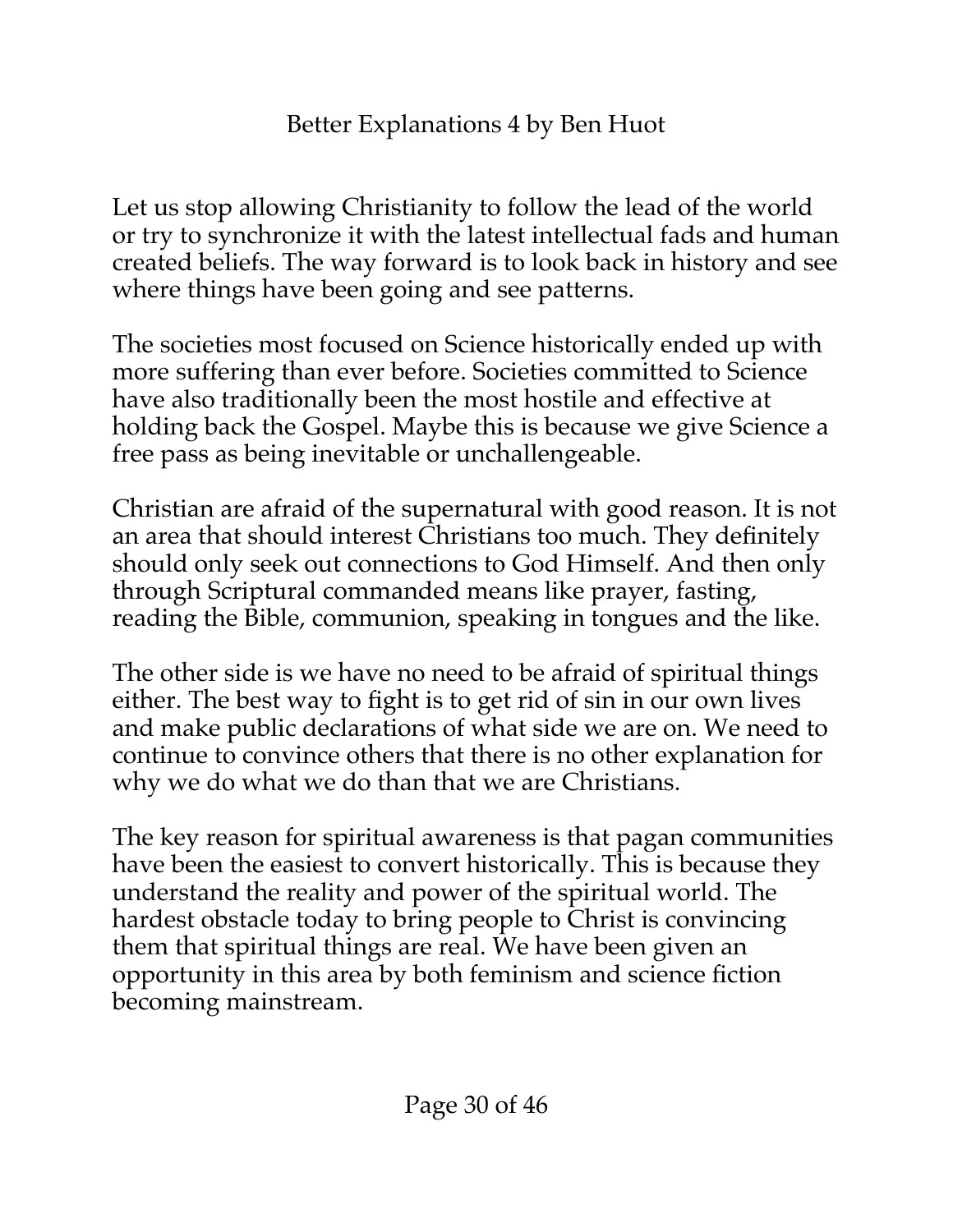Let us stop allowing Christianity to follow the lead of the world or try to synchronize it with the latest intellectual fads and human created beliefs. The way forward is to look back in history and see where things have been going and see patterns.

The societies most focused on Science historically ended up with more suffering than ever before. Societies committed to Science have also traditionally been the most hostile and effective at holding back the Gospel. Maybe this is because we give Science a free pass as being inevitable or unchallengeable.

Christian are afraid of the supernatural with good reason. It is not an area that should interest Christians too much. They definitely should only seek out connections to God Himself. And then only through Scriptural commanded means like prayer, fasting, reading the Bible, communion, speaking in tongues and the like.

The other side is we have no need to be afraid of spiritual things either. The best way to fight is to get rid of sin in our own lives and make public declarations of what side we are on. We need to continue to convince others that there is no other explanation for why we do what we do than that we are Christians.

The key reason for spiritual awareness is that pagan communities have been the easiest to convert historically. This is because they understand the reality and power of the spiritual world. The hardest obstacle today to bring people to Christ is convincing them that spiritual things are real. We have been given an opportunity in this area by both feminism and science fiction becoming mainstream.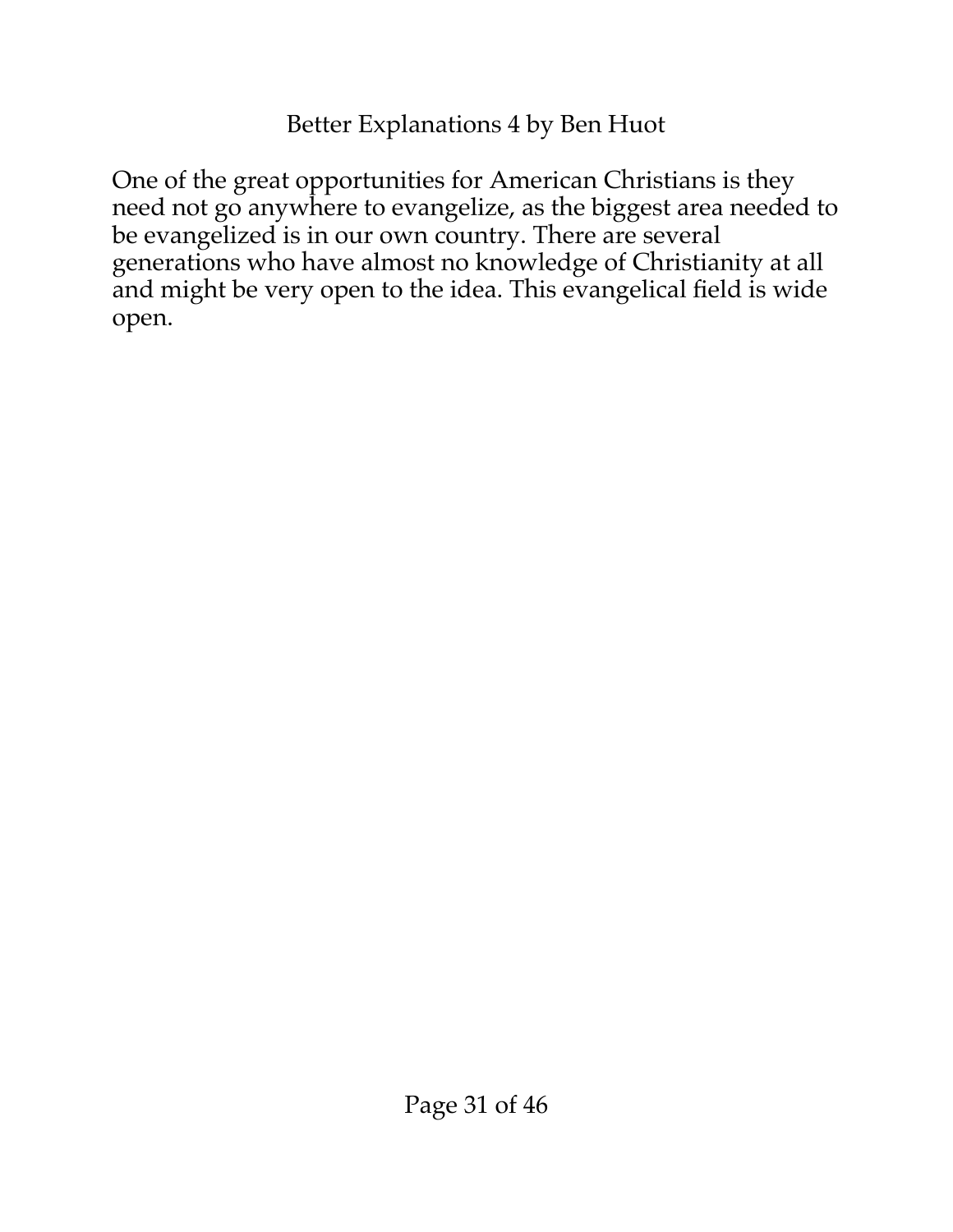One of the great opportunities for American Christians is they need not go anywhere to evangelize, as the biggest area needed to be evangelized is in our own country. There are several generations who have almost no knowledge of Christianity at all and might be very open to the idea. This evangelical field is wide open.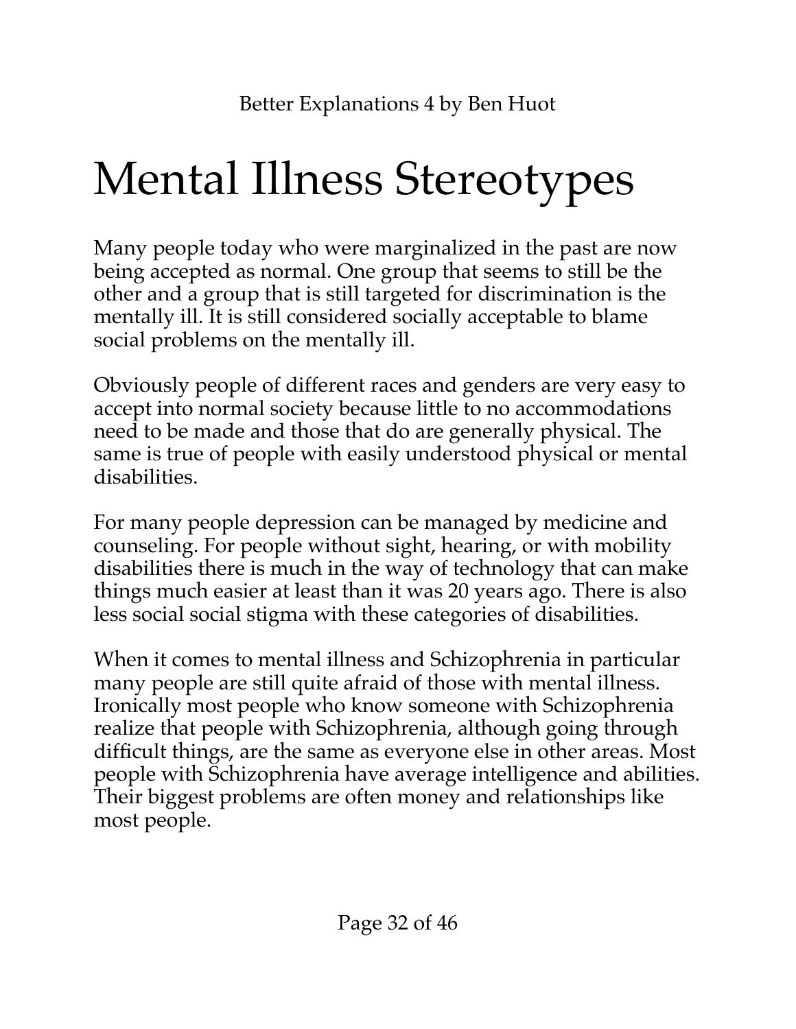# Mental Illness Stereotypes

Many people today who were marginalized in the past are now being accepted as normal. One group that seems to still be the other and a group that is still targeted for discrimination is the mentally ill. It is still considered socially acceptable to blame social problems on the mentally ill.

Obviously people of different races and genders are very easy to accept into normal society because little to no accommodations need to be made and those that do are generally physical. The same is true of people with easily understood physical or mental disabilities.

For many people depression can be managed by medicine and counseling. For people without sight, hearing, or with mobility disabilities there is much in the way of technology that can make things much easier at least than it was 20 years ago. There is also less social social stigma with these categories of disabilities.

When it comes to mental illness and Schizophrenia in particular many people are still quite afraid of those with mental illness. Ironically most people who know someone with Schizophrenia realize that people with Schizophrenia, although going through difficult things, are the same as everyone else in other areas. Most people with Schizophrenia have average intelligence and abilities. Their biggest problems are often money and relationships like most people.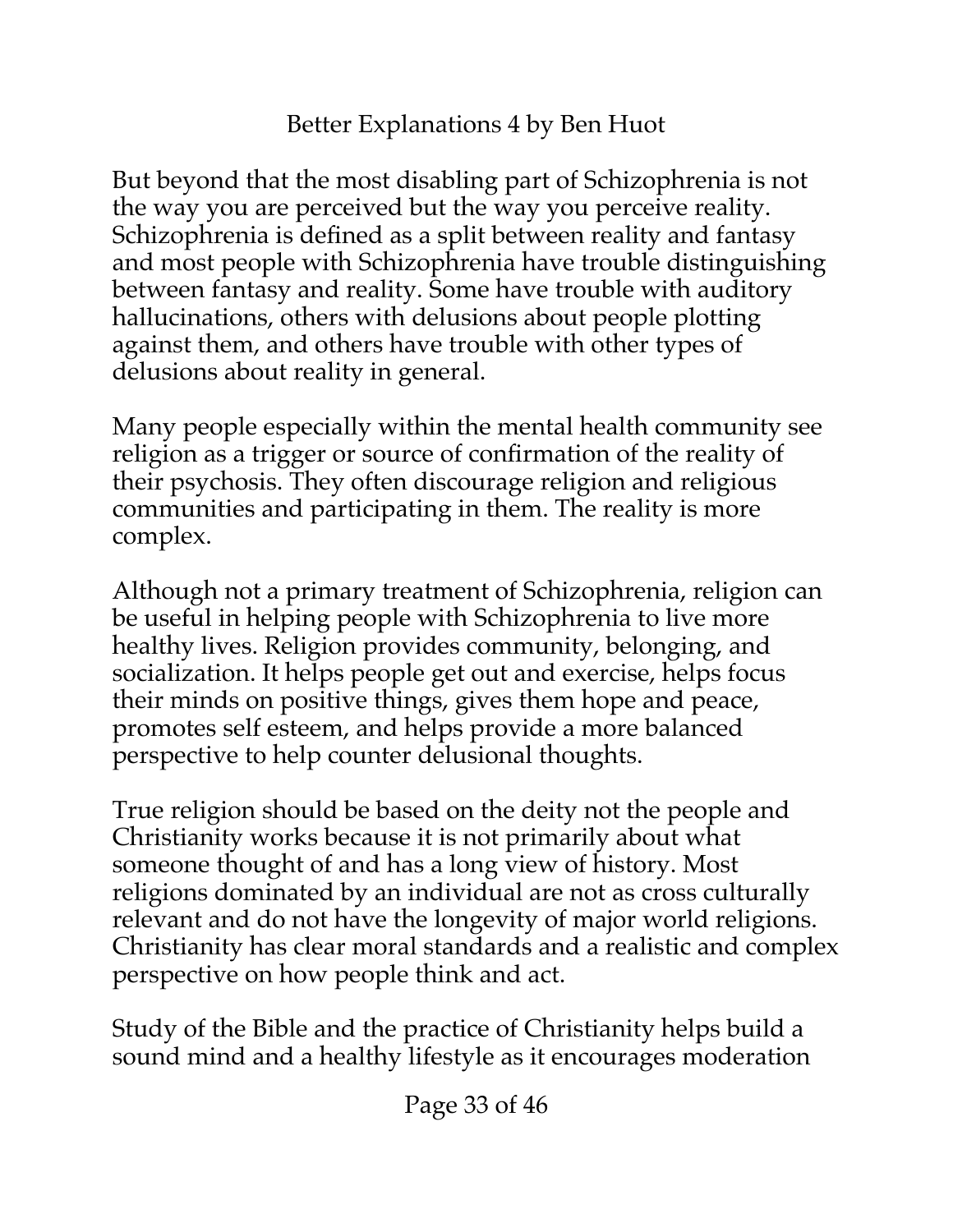But beyond that the most disabling part of Schizophrenia is not the way you are perceived but the way you perceive reality. Schizophrenia is defined as a split between reality and fantasy and most people with Schizophrenia have trouble distinguishing between fantasy and reality. Some have trouble with auditory hallucinations, others with delusions about people plotting against them, and others have trouble with other types of delusions about reality in general.

Many people especially within the mental health community see religion as a trigger or source of confirmation of the reality of their psychosis. They often discourage religion and religious communities and participating in them. The reality is more complex.

Although not a primary treatment of Schizophrenia, religion can be useful in helping people with Schizophrenia to live more healthy lives. Religion provides community, belonging, and socialization. It helps people get out and exercise, helps focus their minds on positive things, gives them hope and peace, promotes self esteem, and helps provide a more balanced perspective to help counter delusional thoughts.

True religion should be based on the deity not the people and Christianity works because it is not primarily about what someone thought of and has a long view of history. Most religions dominated by an individual are not as cross culturally relevant and do not have the longevity of major world religions. Christianity has clear moral standards and a realistic and complex perspective on how people think and act.

Study of the Bible and the practice of Christianity helps build a sound mind and a healthy lifestyle as it encourages moderation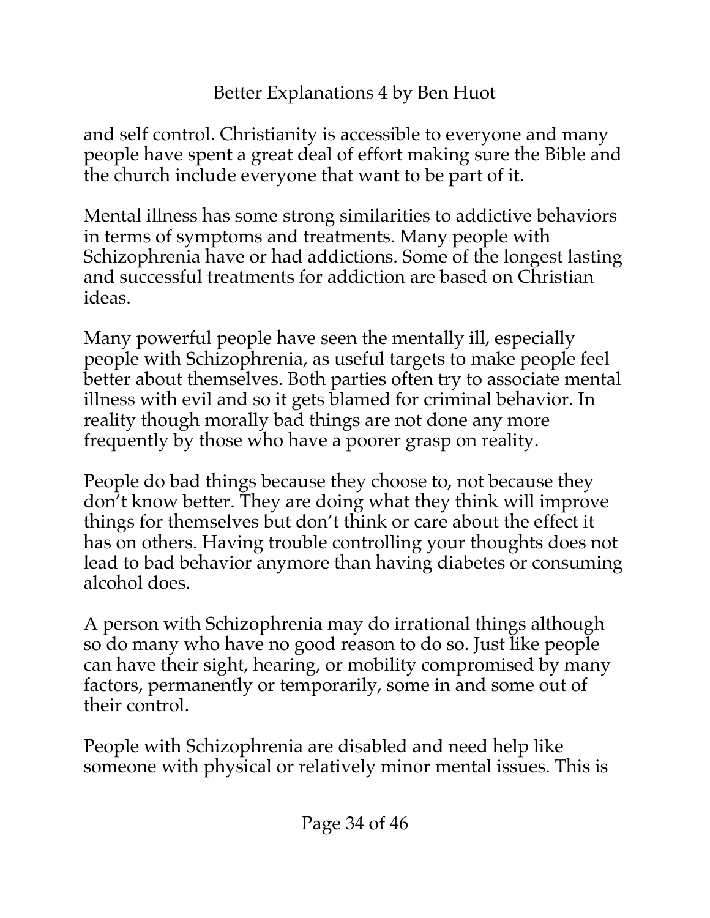and self control. Christianity is accessible to everyone and many people have spent a great deal of effort making sure the Bible and the church include everyone that want to be part of it.

Mental illness has some strong similarities to addictive behaviors in terms of symptoms and treatments. Many people with Schizophrenia have or had addictions. Some of the longest lasting and successful treatments for addiction are based on Christian ideas.

Many powerful people have seen the mentally ill, especially people with Schizophrenia, as useful targets to make people feel better about themselves. Both parties often try to associate mental illness with evil and so it gets blamed for criminal behavior. In reality though morally bad things are not done any more frequently by those who have a poorer grasp on reality.

People do bad things because they choose to, not because they don't know better. They are doing what they think will improve things for themselves but don't think or care about the effect it has on others. Having trouble controlling your thoughts does not lead to bad behavior anymore than having diabetes or consuming alcohol does.

A person with Schizophrenia may do irrational things although so do many who have no good reason to do so. Just like people can have their sight, hearing, or mobility compromised by many factors, permanently or temporarily, some in and some out of their control.

People with Schizophrenia are disabled and need help like someone with physical or relatively minor mental issues. This is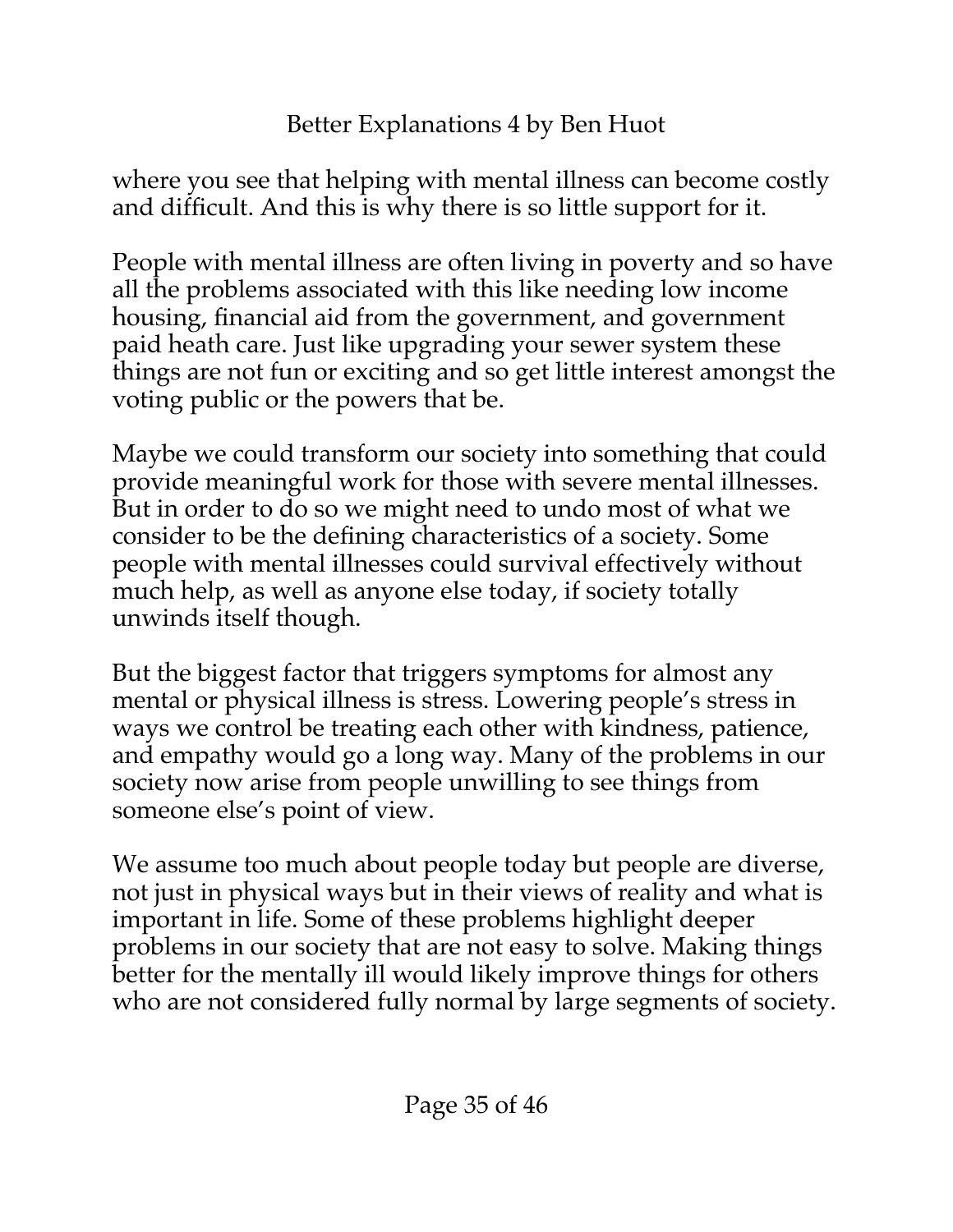where you see that helping with mental illness can become costly and difficult. And this is why there is so little support for it.

People with mental illness are often living in poverty and so have all the problems associated with this like needing low income housing, financial aid from the government, and government paid heath care. Just like upgrading your sewer system these things are not fun or exciting and so get little interest amongst the voting public or the powers that be.

Maybe we could transform our society into something that could provide meaningful work for those with severe mental illnesses. But in order to do so we might need to undo most of what we consider to be the defining characteristics of a society. Some people with mental illnesses could survival effectively without much help, as well as anyone else today, if society totally unwinds itself though.

But the biggest factor that triggers symptoms for almost any mental or physical illness is stress. Lowering people's stress in ways we control be treating each other with kindness, patience, and empathy would go a long way. Many of the problems in our society now arise from people unwilling to see things from someone else's point of view.

We assume too much about people today but people are diverse, not just in physical ways but in their views of reality and what is important in life. Some of these problems highlight deeper problems in our society that are not easy to solve. Making things better for the mentally ill would likely improve things for others who are not considered fully normal by large segments of society.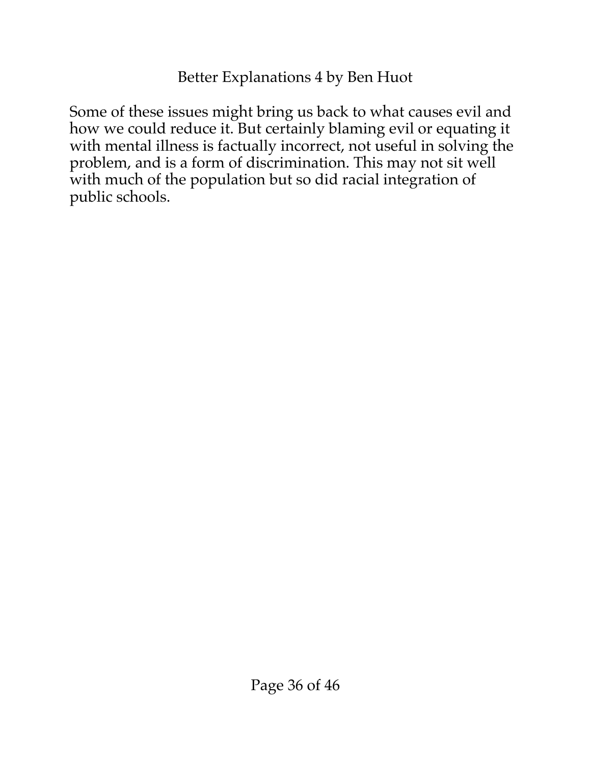Some of these issues might bring us back to what causes evil and how we could reduce it. But certainly blaming evil or equating it with mental illness is factually incorrect, not useful in solving the problem, and is a form of discrimination. This may not sit well with much of the population but so did racial integration of public schools.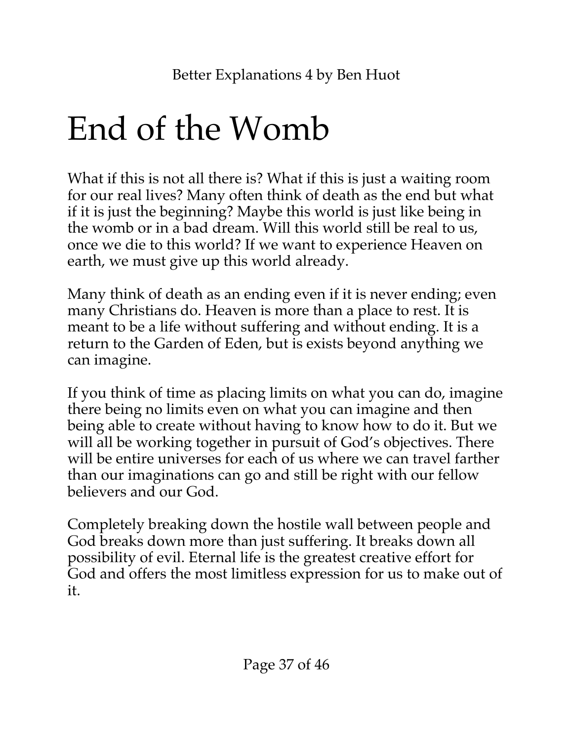# End of the Womb

What if this is not all there is? What if this is just a waiting room for our real lives? Many often think of death as the end but what if it is just the beginning? Maybe this world is just like being in the womb or in a bad dream. Will this world still be real to us, once we die to this world? If we want to experience Heaven on earth, we must give up this world already.

Many think of death as an ending even if it is never ending; even many Christians do. Heaven is more than a place to rest. It is meant to be a life without suffering and without ending. It is a return to the Garden of Eden, but is exists beyond anything we can imagine.

If you think of time as placing limits on what you can do, imagine there being no limits even on what you can imagine and then being able to create without having to know how to do it. But we will all be working together in pursuit of God's objectives. There will be entire universes for each of us where we can travel farther than our imaginations can go and still be right with our fellow believers and our God.

Completely breaking down the hostile wall between people and God breaks down more than just suffering. It breaks down all possibility of evil. Eternal life is the greatest creative effort for God and offers the most limitless expression for us to make out of it.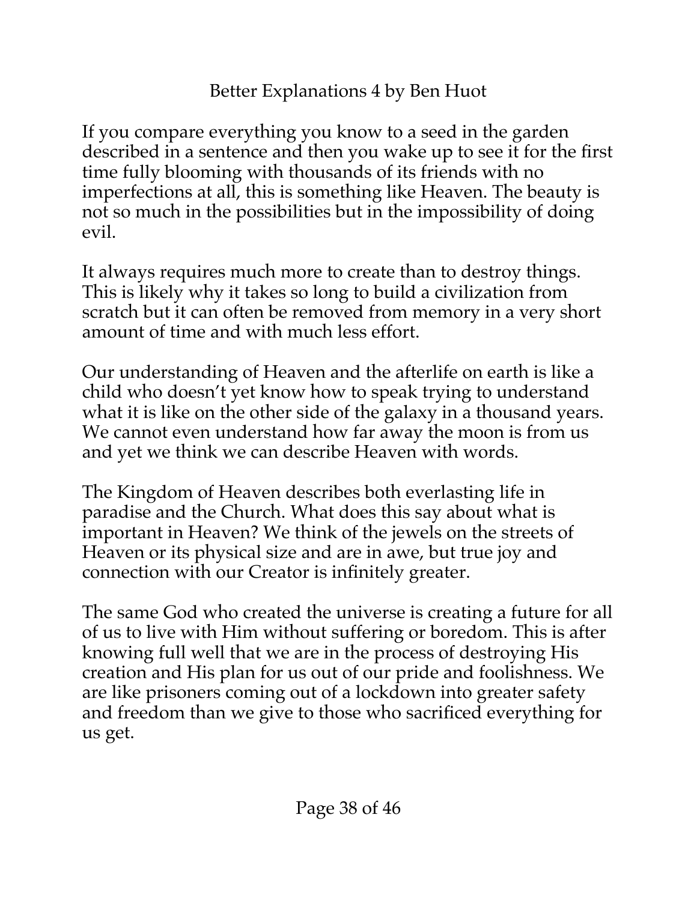If you compare everything you know to a seed in the garden described in a sentence and then you wake up to see it for the first time fully blooming with thousands of its friends with no imperfections at all, this is something like Heaven. The beauty is not so much in the possibilities but in the impossibility of doing evil.

It always requires much more to create than to destroy things. This is likely why it takes so long to build a civilization from scratch but it can often be removed from memory in a very short amount of time and with much less effort.

Our understanding of Heaven and the afterlife on earth is like a child who doesn't yet know how to speak trying to understand what it is like on the other side of the galaxy in a thousand years. We cannot even understand how far away the moon is from us and yet we think we can describe Heaven with words.

The Kingdom of Heaven describes both everlasting life in paradise and the Church. What does this say about what is important in Heaven? We think of the jewels on the streets of Heaven or its physical size and are in awe, but true joy and connection with our Creator is infinitely greater.

The same God who created the universe is creating a future for all of us to live with Him without suffering or boredom. This is after knowing full well that we are in the process of destroying His creation and His plan for us out of our pride and foolishness. We are like prisoners coming out of a lockdown into greater safety and freedom than we give to those who sacrificed everything for us get.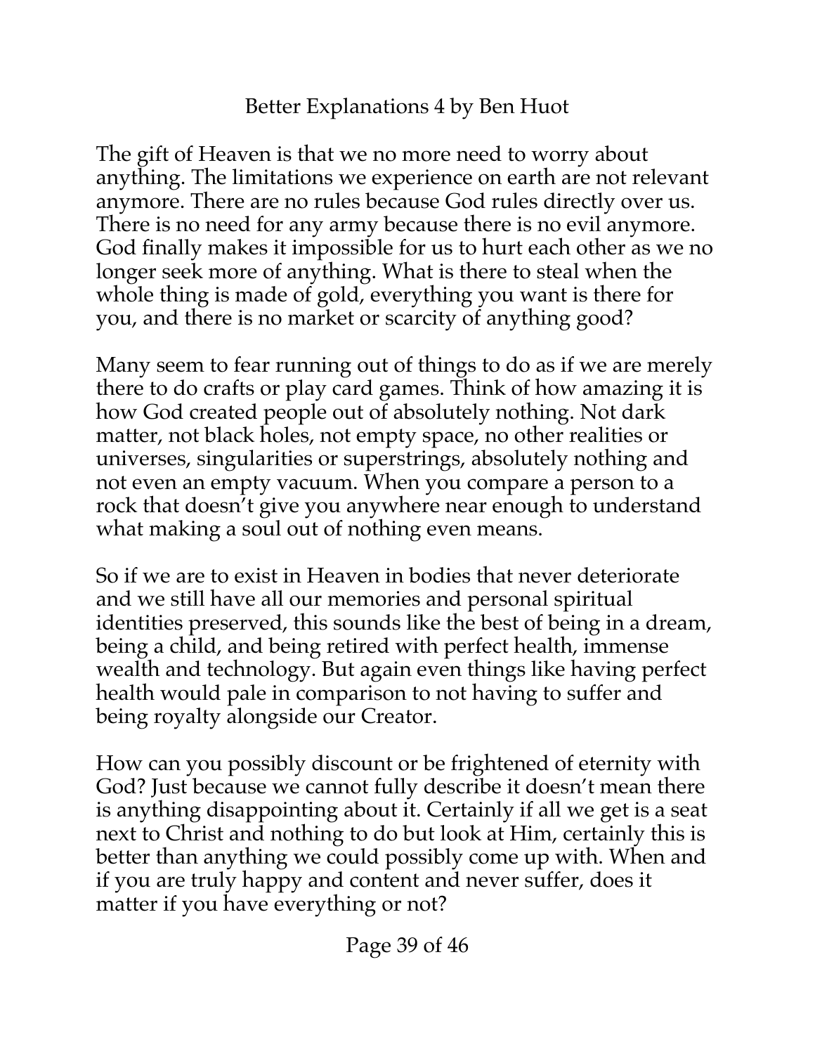The gift of Heaven is that we no more need to worry about anything. The limitations we experience on earth are not relevant anymore. There are no rules because God rules directly over us. There is no need for any army because there is no evil anymore. God finally makes it impossible for us to hurt each other as we no longer seek more of anything. What is there to steal when the whole thing is made of gold, everything you want is there for you, and there is no market or scarcity of anything good?

Many seem to fear running out of things to do as if we are merely there to do crafts or play card games. Think of how amazing it is how God created people out of absolutely nothing. Not dark matter, not black holes, not empty space, no other realities or universes, singularities or superstrings, absolutely nothing and not even an empty vacuum. When you compare a person to a rock that doesn't give you anywhere near enough to understand what making a soul out of nothing even means.

So if we are to exist in Heaven in bodies that never deteriorate and we still have all our memories and personal spiritual identities preserved, this sounds like the best of being in a dream, being a child, and being retired with perfect health, immense wealth and technology. But again even things like having perfect health would pale in comparison to not having to suffer and being royalty alongside our Creator.

How can you possibly discount or be frightened of eternity with God? Just because we cannot fully describe it doesn't mean there is anything disappointing about it. Certainly if all we get is a seat next to Christ and nothing to do but look at Him, certainly this is better than anything we could possibly come up with. When and if you are truly happy and content and never suffer, does it matter if you have everything or not?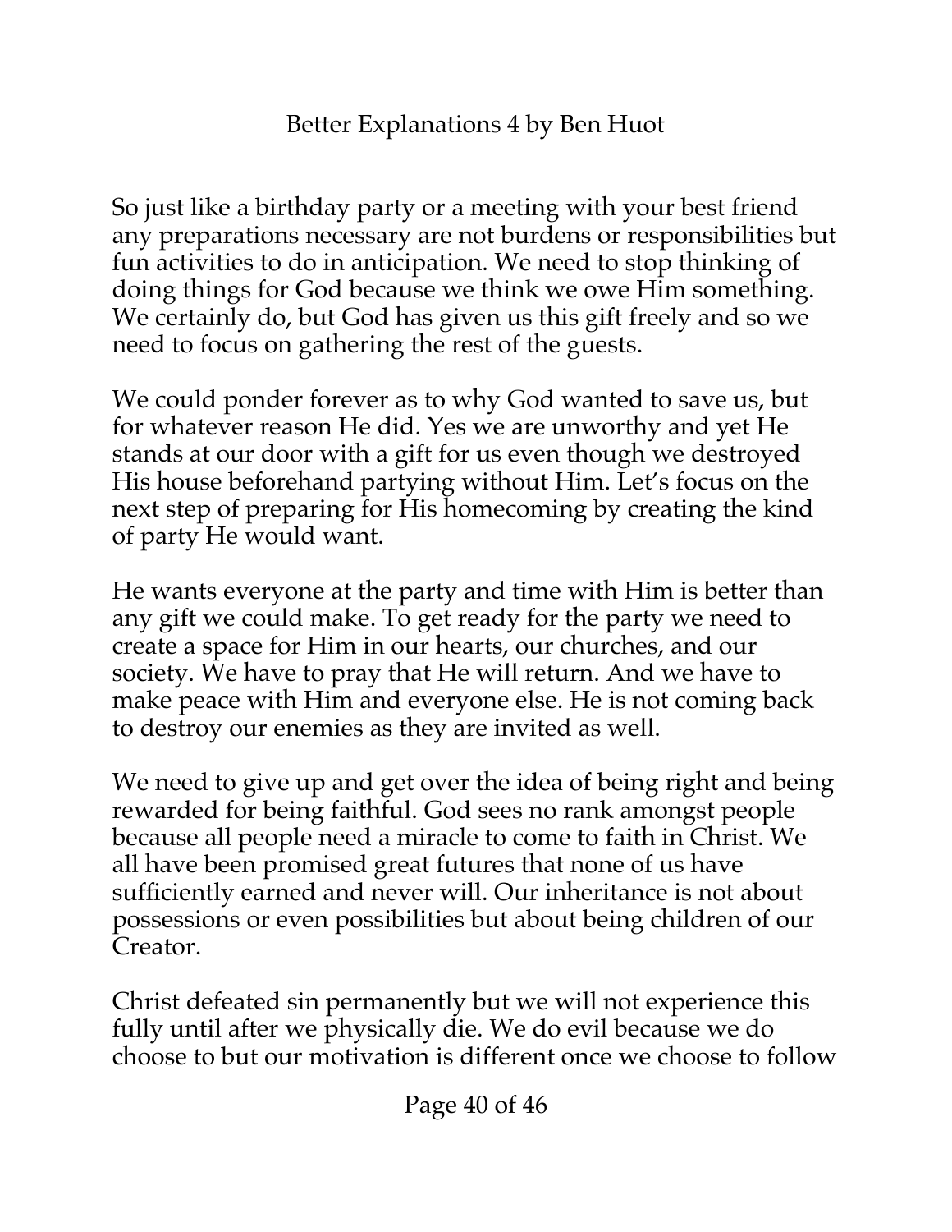So just like a birthday party or a meeting with your best friend any preparations necessary are not burdens or responsibilities but fun activities to do in anticipation. We need to stop thinking of doing things for God because we think we owe Him something. We certainly do, but God has given us this gift freely and so we need to focus on gathering the rest of the guests.

We could ponder forever as to why God wanted to save us, but for whatever reason He did. Yes we are unworthy and yet He stands at our door with a gift for us even though we destroyed His house beforehand partying without Him. Let's focus on the next step of preparing for His homecoming by creating the kind of party He would want.

He wants everyone at the party and time with Him is better than any gift we could make. To get ready for the party we need to create a space for Him in our hearts, our churches, and our society. We have to pray that He will return. And we have to make peace with Him and everyone else. He is not coming back to destroy our enemies as they are invited as well.

We need to give up and get over the idea of being right and being rewarded for being faithful. God sees no rank amongst people because all people need a miracle to come to faith in Christ. We all have been promised great futures that none of us have sufficiently earned and never will. Our inheritance is not about possessions or even possibilities but about being children of our Creator.

Christ defeated sin permanently but we will not experience this fully until after we physically die. We do evil because we do choose to but our motivation is different once we choose to follow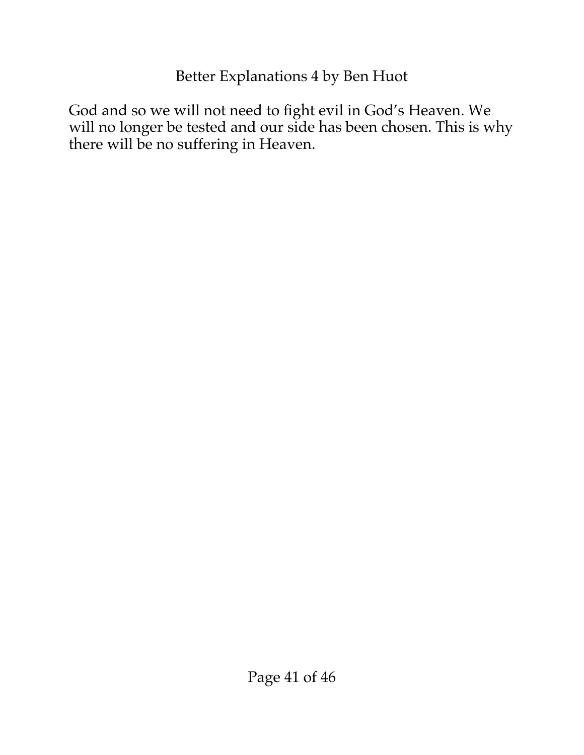God and so we will not need to fight evil in God's Heaven. We will no longer be tested and our side has been chosen. This is why there will be no suffering in Heaven.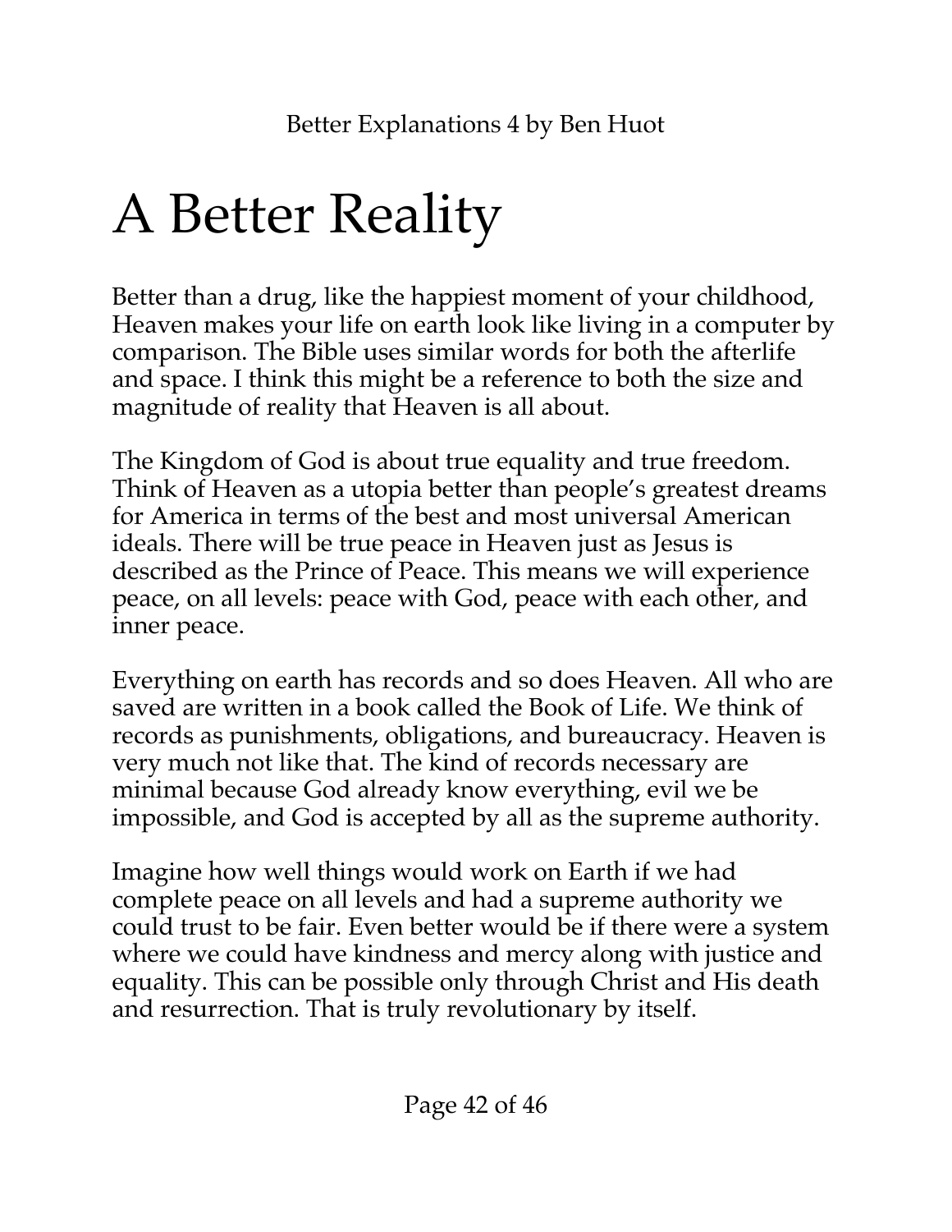# A Better Reality

Better than a drug, like the happiest moment of your childhood, Heaven makes your life on earth look like living in a computer by comparison. The Bible uses similar words for both the afterlife and space. I think this might be a reference to both the size and magnitude of reality that Heaven is all about.

The Kingdom of God is about true equality and true freedom. Think of Heaven as a utopia better than people's greatest dreams for America in terms of the best and most universal American ideals. There will be true peace in Heaven just as Jesus is described as the Prince of Peace. This means we will experience peace, on all levels: peace with God, peace with each other, and inner peace.

Everything on earth has records and so does Heaven. All who are saved are written in a book called the Book of Life. We think of records as punishments, obligations, and bureaucracy. Heaven is very much not like that. The kind of records necessary are minimal because God already know everything, evil we be impossible, and God is accepted by all as the supreme authority.

Imagine how well things would work on Earth if we had complete peace on all levels and had a supreme authority we could trust to be fair. Even better would be if there were a system where we could have kindness and mercy along with justice and equality. This can be possible only through Christ and His death and resurrection. That is truly revolutionary by itself.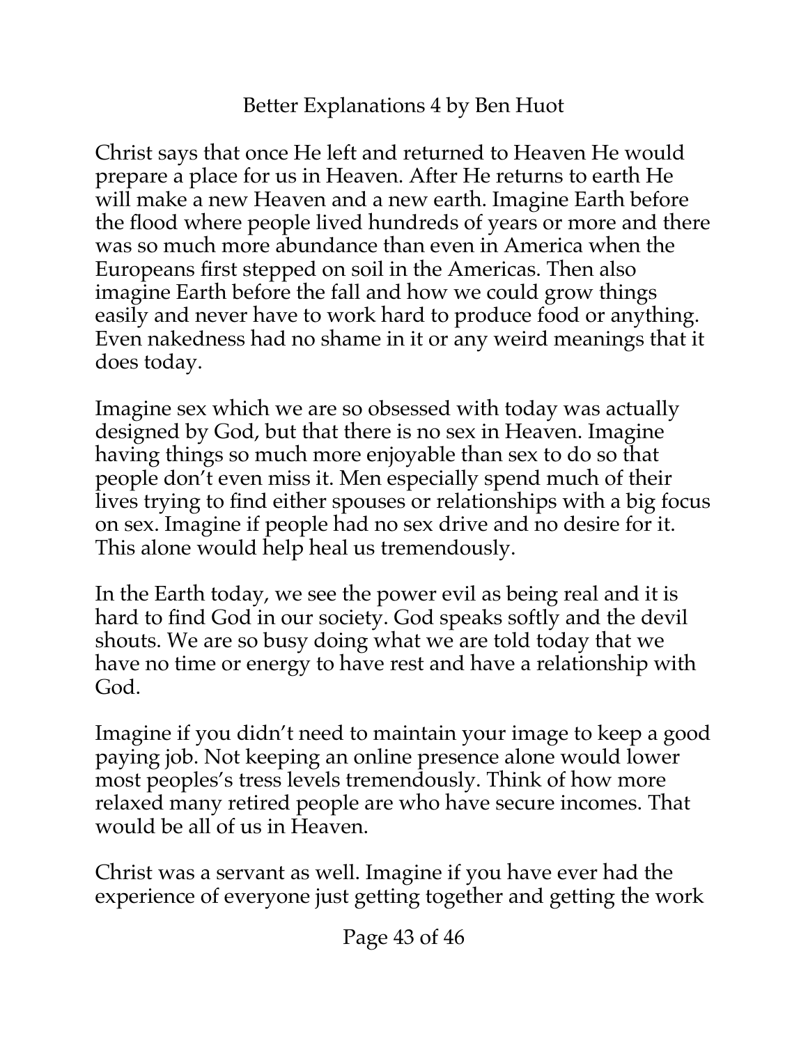Christ says that once He left and returned to Heaven He would prepare a place for us in Heaven. After He returns to earth He will make a new Heaven and a new earth. Imagine Earth before the flood where people lived hundreds of years or more and there was so much more abundance than even in America when the Europeans first stepped on soil in the Americas. Then also imagine Earth before the fall and how we could grow things easily and never have to work hard to produce food or anything. Even nakedness had no shame in it or any weird meanings that it does today.

Imagine sex which we are so obsessed with today was actually designed by God, but that there is no sex in Heaven. Imagine having things so much more enjoyable than sex to do so that people don't even miss it. Men especially spend much of their lives trying to find either spouses or relationships with a big focus on sex. Imagine if people had no sex drive and no desire for it. This alone would help heal us tremendously.

In the Earth today, we see the power evil as being real and it is hard to find God in our society. God speaks softly and the devil shouts. We are so busy doing what we are told today that we have no time or energy to have rest and have a relationship with God.

Imagine if you didn't need to maintain your image to keep a good paying job. Not keeping an online presence alone would lower most peoples's tress levels tremendously. Think of how more relaxed many retired people are who have secure incomes. That would be all of us in Heaven.

Christ was a servant as well. Imagine if you have ever had the experience of everyone just getting together and getting the work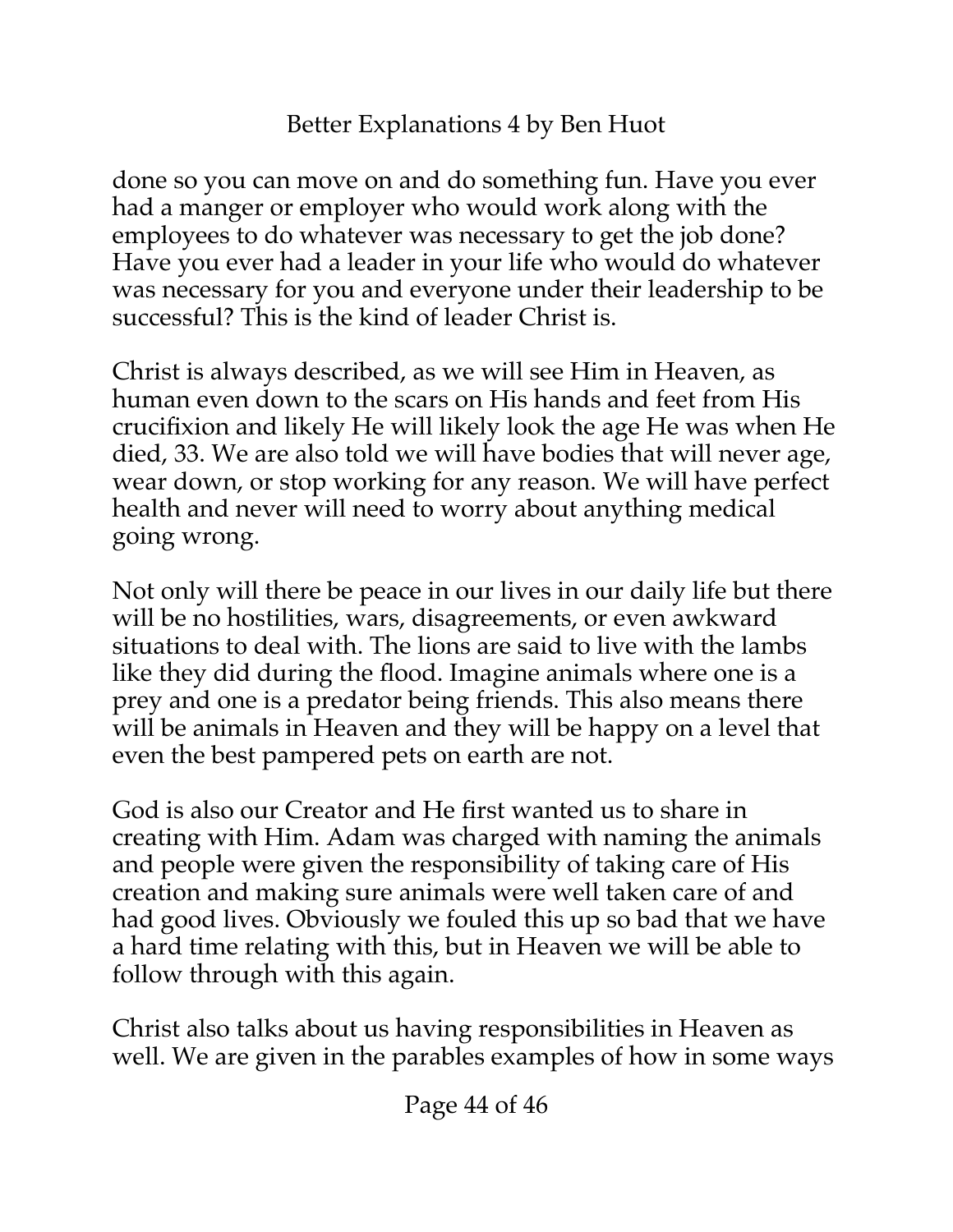done so you can move on and do something fun. Have you ever had a manger or employer who would work along with the employees to do whatever was necessary to get the job done? Have you ever had a leader in your life who would do whatever was necessary for you and everyone under their leadership to be successful? This is the kind of leader Christ is.

Christ is always described, as we will see Him in Heaven, as human even down to the scars on His hands and feet from His crucifixion and likely He will likely look the age He was when He died, 33. We are also told we will have bodies that will never age, wear down, or stop working for any reason. We will have perfect health and never will need to worry about anything medical going wrong.

Not only will there be peace in our lives in our daily life but there will be no hostilities, wars, disagreements, or even awkward situations to deal with. The lions are said to live with the lambs like they did during the flood. Imagine animals where one is a prey and one is a predator being friends. This also means there will be animals in Heaven and they will be happy on a level that even the best pampered pets on earth are not.

God is also our Creator and He first wanted us to share in creating with Him. Adam was charged with naming the animals and people were given the responsibility of taking care of His creation and making sure animals were well taken care of and had good lives. Obviously we fouled this up so bad that we have a hard time relating with this, but in Heaven we will be able to follow through with this again.

Christ also talks about us having responsibilities in Heaven as well. We are given in the parables examples of how in some ways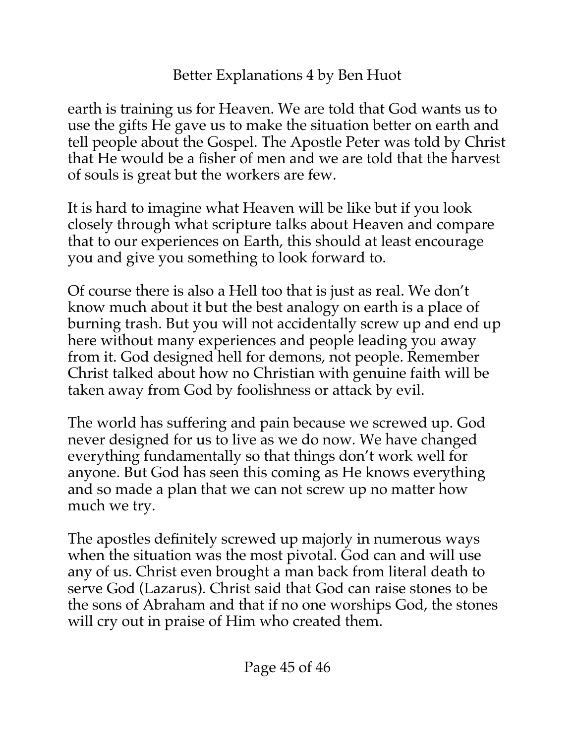earth is training us for Heaven. We are told that God wants us to use the gifts He gave us to make the situation better on earth and tell people about the Gospel. The Apostle Peter was told by Christ that He would be a fisher of men and we are told that the harvest of souls is great but the workers are few.

It is hard to imagine what Heaven will be like but if you look closely through what scripture talks about Heaven and compare that to our experiences on Earth, this should at least encourage you and give you something to look forward to.

Of course there is also a Hell too that is just as real. We don't know much about it but the best analogy on earth is a place of burning trash. But you will not accidentally screw up and end up here without many experiences and people leading you away from it. God designed hell for demons, not people. Remember Christ talked about how no Christian with genuine faith will be taken away from God by foolishness or attack by evil.

The world has suffering and pain because we screwed up. God never designed for us to live as we do now. We have changed everything fundamentally so that things don't work well for anyone. But God has seen this coming as He knows everything and so made a plan that we can not screw up no matter how much we try.

The apostles definitely screwed up majorly in numerous ways when the situation was the most pivotal. God can and will use any of us. Christ even brought a man back from literal death to serve God (Lazarus). Christ said that God can raise stones to be the sons of Abraham and that if no one worships God, the stones will cry out in praise of Him who created them.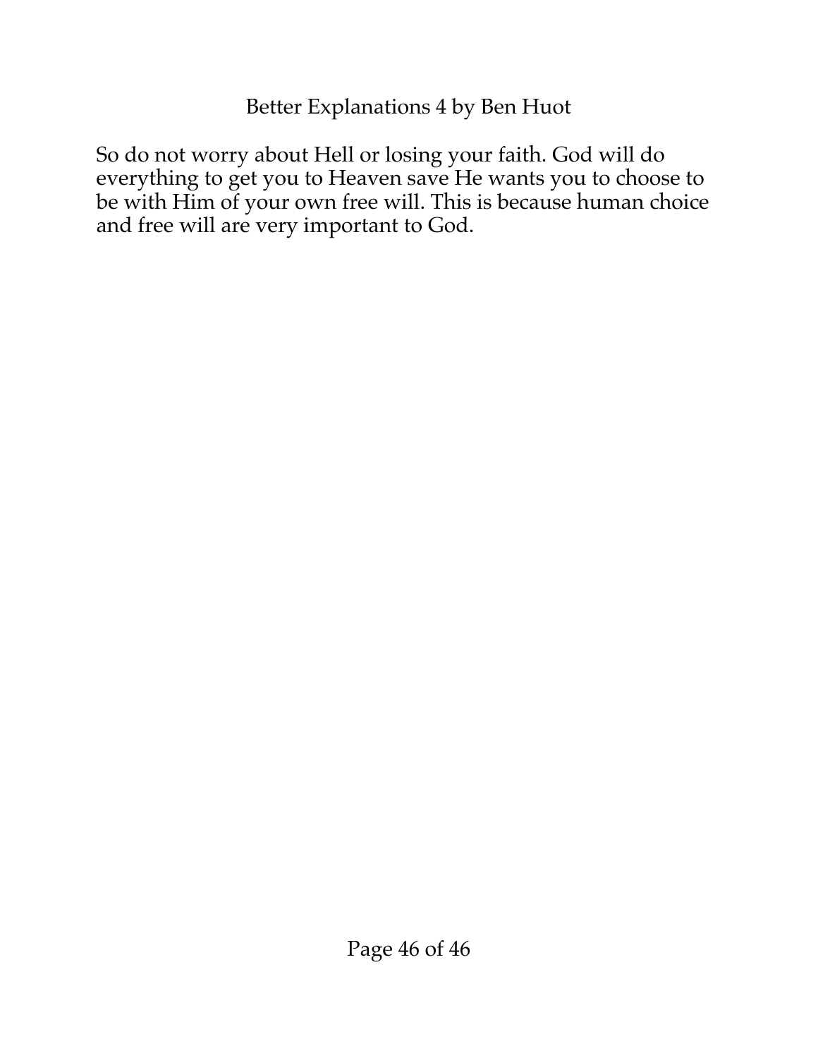So do not worry about Hell or losing your faith. God will do everything to get you to Heaven save He wants you to choose to be with Him of your own free will. This is because human choice and free will are very important to God.